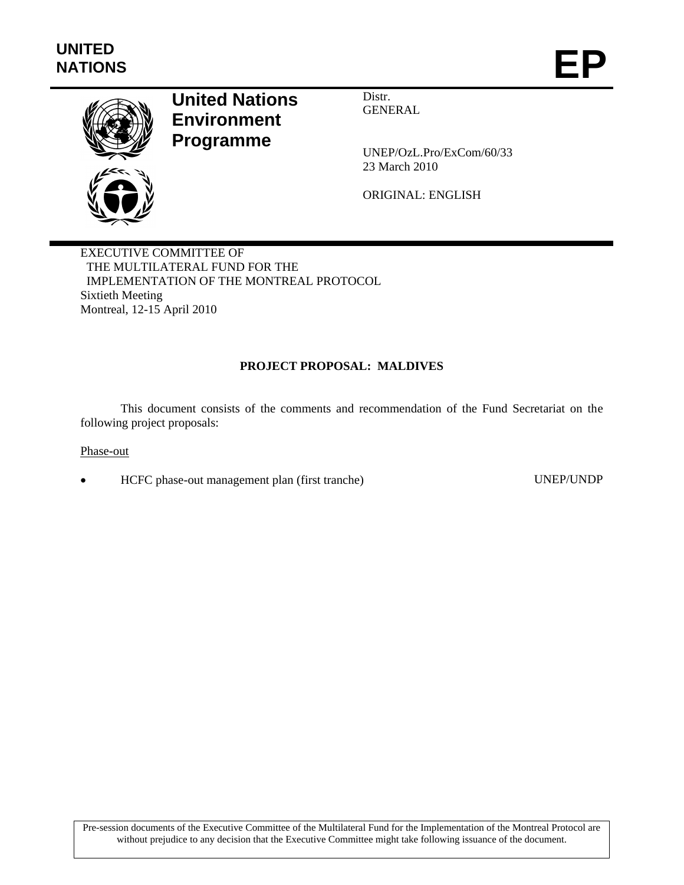**UNITED NATIONS**

# EP

**United Nations Environment Programme**

Distr.
GENERAL

UNEP/OzL.Pro/ExCom/60/33
23 March 2010

ORIGINAL: ENGLISH

EXECUTIVE COMMITTEE OF
THE MULTILATERAL FUND FOR THE
IMPLEMENTATION OF THE MONTREAL PROTOCOL
Sixtieth Meeting
Montreal, 12-15 April 2010

## PROJECT PROPOSAL: MALDIVES

This document consists of the comments and recommendation of the Fund Secretariat on the following project proposals:

Phase-out

- HCFC phase-out management plan (first tranche) UNEP/UNDP

Pre-session documents of the Executive Committee of the Multilateral Fund for the Implementation of the Montreal Protocol are without prejudice to any decision that the Executive Committee might take following issuance of the document.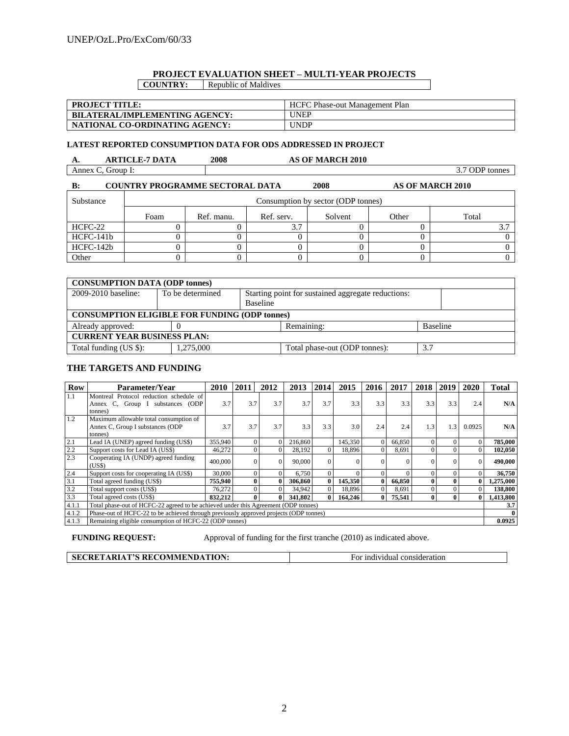## PROJECT EVALUATION SHEET – MULTI-YEAR PROJECTS

| COUNTRY: | Republic of Maldives |
|---|---|

| PROJECT TITLE: | HCFC Phase-out Management Plan |
|---|---|
| BILATERAL/IMPLEMENTING AGENCY: | UNEP |
| NATIONAL CO-ORDINATING AGENCY: | UNDP |

**LATEST REPORTED CONSUMPTION DATA FOR ODS ADDRESSED IN PROJECT**

**A. ARTICLE-7 DATA 2008 AS OF MARCH 2010**

| Annex C, Group I: | 3.7 ODP tonnes |
|---|---|

**B: COUNTRY PROGRAMME SECTORAL DATA 2008 AS OF MARCH 2010**

| Substance | Consumption by sector (ODP tonnes) | | | | | |
|---|---|---|---|---|---|---|
| | Foam | Ref. manu. | Ref. serv. | Solvent | Other | Total |
| HCFC-22 | 0 | 0 | 3.7 | 0 | 0 | 3.7 |
| HCFC-141b | 0 | 0 | 0 | 0 | 0 | 0 |
| HCFC-142b | 0 | 0 | 0 | 0 | 0 | 0 |
| Other | 0 | 0 | 0 | 0 | 0 | 0 |

| **CONSUMPTION DATA (ODP tonnes)** | | | |
|---|---|---|---|
| 2009-2010 baseline: | To be determined | Starting point for sustained aggregate reductions: Baseline | |
| **CONSUMPTION ELIGIBLE FOR FUNDING (ODP tonnes)** | | | |
| Already approved: | 0 | Remaining: | Baseline |
| **CURRENT YEAR BUSINESS PLAN:** | | | |
| Total funding (US $): | 1,275,000 | Total phase-out (ODP tonnes): | 3.7 |

## THE TARGETS AND FUNDING

| Row | Parameter/Year | 2010 | 2011 | 2012 | 2013 | 2014 | 2015 | 2016 | 2017 | 2018 | 2019 | 2020 | Total |
|---|---|---|---|---|---|---|---|---|---|---|---|---|---|
| 1.1 | Montreal Protocol reduction schedule of Annex C, Group I substances (ODP tonnes) | 3.7 | 3.7 | 3.7 | 3.7 | 3.7 | 3.3 | 3.3 | 3.3 | 3.3 | 3.3 | 2.4 | N/A |
| 1.2 | Maximum allowable total consumption of Annex C, Group I substances (ODP tonnes) | 3.7 | 3.7 | 3.7 | 3.3 | 3.3 | 3.0 | 2.4 | 2.4 | 1.3 | 1.3 | 0.0925 | N/A |
| 2.1 | Lead IA (UNEP) agreed funding (US$) | 355,940 | 0 | 0 | 216,860 | | 145,350 | 0 | 66,850 | 0 | 0 | 0 | **785,000** |
| 2.2 | Support costs for Lead IA (US$) | 46,272 | 0 | 0 | 28,192 | 0 | 18,896 | 0 | 8,691 | 0 | 0 | 0 | **102,050** |
| 2.3 | Cooperating IA (UNDP) agreed funding (US$) | 400,000 | 0 | 0 | 90,000 | 0 | 0 | 0 | 0 | 0 | 0 | 0 | **490,000** |
| 2.4 | Support costs for cooperating IA (US$) | 30,000 | 0 | 0 | 6,750 | 0 | 0 | 0 | 0 | 0 | 0 | 0 | **36,750** |
| 3.1 | Total agreed funding (US$) | **755,940** | **0** | **0** | **306,860** | **0** | **145,350** | **0** | **66,850** | **0** | **0** | **0** | **1,275,000** |
| 3.2 | Total support costs (US$) | 76,272 | 0 | 0 | 34,942 | 0 | 18,896 | 0 | 8,691 | 0 | 0 | 0 | **138,800** |
| 3.3 | Total agreed costs (US$) | **832,212** | **0** | **0** | **341,802** | **0** | **164,246** | **0** | **75,541** | **0** | **0** | **0** | **1,413,800** |
| 4.1.1 | Total phase-out of HCFC-22 agreed to be achieved under this Agreement (ODP tonnes) | | | | | | | | | | | | **3.7** |
| 4.1.2 | Phase-out of HCFC-22 to be achieved through previously approved projects (ODP tonnes) | | | | | | | | | | | | **0** |
| 4.1.3 | Remaining eligible consumption of HCFC-22 (ODP tonnes) | | | | | | | | | | | | **0.0925** |

**FUNDING REQUEST:** Approval of funding for the first tranche (2010) as indicated above.

| SECRETARIAT'S RECOMMENDATION: | For individual consideration |
|---|---|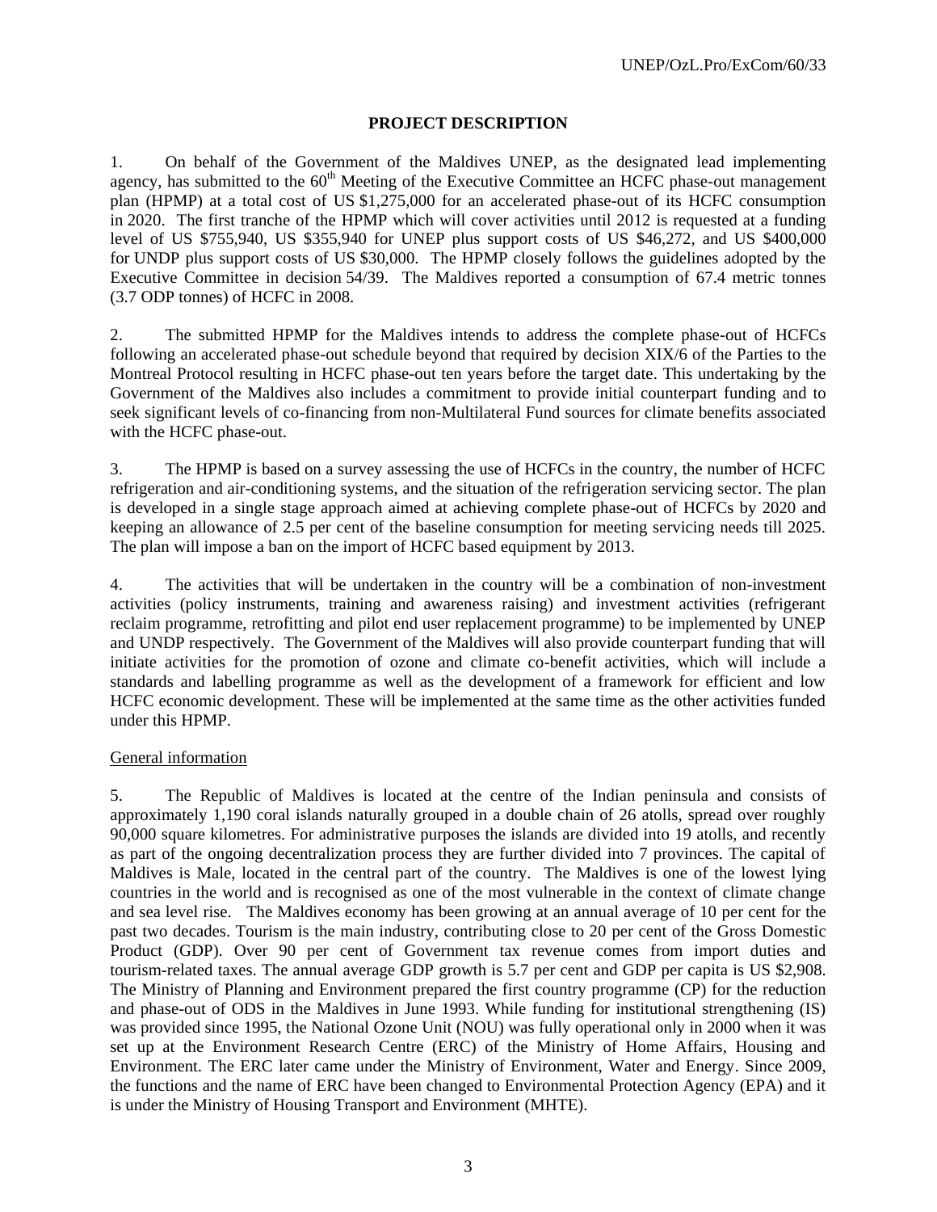# PROJECT DESCRIPTION

1. On behalf of the Government of the Maldives UNEP, as the designated lead implementing agency, has submitted to the 60th Meeting of the Executive Committee an HCFC phase-out management plan (HPMP) at a total cost of US $1,275,000 for an accelerated phase-out of its HCFC consumption in 2020. The first tranche of the HPMP which will cover activities until 2012 is requested at a funding level of US $755,940, US $355,940 for UNEP plus support costs of US $46,272, and US $400,000 for UNDP plus support costs of US $30,000. The HPMP closely follows the guidelines adopted by the Executive Committee in decision 54/39. The Maldives reported a consumption of 67.4 metric tonnes (3.7 ODP tonnes) of HCFC in 2008.

2. The submitted HPMP for the Maldives intends to address the complete phase-out of HCFCs following an accelerated phase-out schedule beyond that required by decision XIX/6 of the Parties to the Montreal Protocol resulting in HCFC phase-out ten years before the target date. This undertaking by the Government of the Maldives also includes a commitment to provide initial counterpart funding and to seek significant levels of co-financing from non-Multilateral Fund sources for climate benefits associated with the HCFC phase-out.

3. The HPMP is based on a survey assessing the use of HCFCs in the country, the number of HCFC refrigeration and air-conditioning systems, and the situation of the refrigeration servicing sector. The plan is developed in a single stage approach aimed at achieving complete phase-out of HCFCs by 2020 and keeping an allowance of 2.5 per cent of the baseline consumption for meeting servicing needs till 2025. The plan will impose a ban on the import of HCFC based equipment by 2013.

4. The activities that will be undertaken in the country will be a combination of non-investment activities (policy instruments, training and awareness raising) and investment activities (refrigerant reclaim programme, retrofitting and pilot end user replacement programme) to be implemented by UNEP and UNDP respectively. The Government of the Maldives will also provide counterpart funding that will initiate activities for the promotion of ozone and climate co-benefit activities, which will include a standards and labelling programme as well as the development of a framework for efficient and low HCFC economic development. These will be implemented at the same time as the other activities funded under this HPMP.

## General information

5. The Republic of Maldives is located at the centre of the Indian peninsula and consists of approximately 1,190 coral islands naturally grouped in a double chain of 26 atolls, spread over roughly 90,000 square kilometres. For administrative purposes the islands are divided into 19 atolls, and recently as part of the ongoing decentralization process they are further divided into 7 provinces. The capital of Maldives is Male, located in the central part of the country. The Maldives is one of the lowest lying countries in the world and is recognised as one of the most vulnerable in the context of climate change and sea level rise. The Maldives economy has been growing at an annual average of 10 per cent for the past two decades. Tourism is the main industry, contributing close to 20 per cent of the Gross Domestic Product (GDP). Over 90 per cent of Government tax revenue comes from import duties and tourism-related taxes. The annual average GDP growth is 5.7 per cent and GDP per capita is US $2,908. The Ministry of Planning and Environment prepared the first country programme (CP) for the reduction and phase-out of ODS in the Maldives in June 1993. While funding for institutional strengthening (IS) was provided since 1995, the National Ozone Unit (NOU) was fully operational only in 2000 when it was set up at the Environment Research Centre (ERC) of the Ministry of Home Affairs, Housing and Environment. The ERC later came under the Ministry of Environment, Water and Energy. Since 2009, the functions and the name of ERC have been changed to Environmental Protection Agency (EPA) and it is under the Ministry of Housing Transport and Environment (MHTE).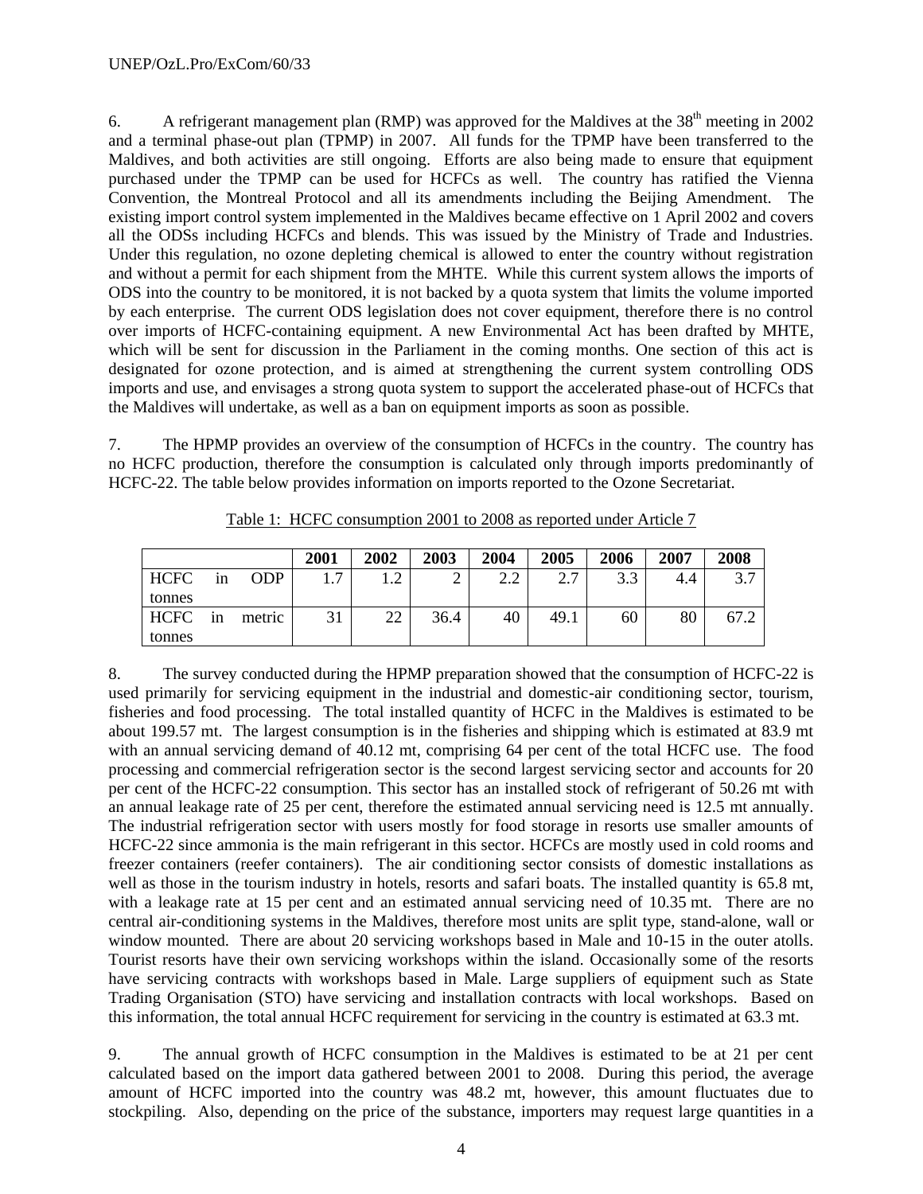6. A refrigerant management plan (RMP) was approved for the Maldives at the 38th meeting in 2002 and a terminal phase-out plan (TPMP) in 2007. All funds for the TPMP have been transferred to the Maldives, and both activities are still ongoing. Efforts are also being made to ensure that equipment purchased under the TPMP can be used for HCFCs as well. The country has ratified the Vienna Convention, the Montreal Protocol and all its amendments including the Beijing Amendment. The existing import control system implemented in the Maldives became effective on 1 April 2002 and covers all the ODSs including HCFCs and blends. This was issued by the Ministry of Trade and Industries. Under this regulation, no ozone depleting chemical is allowed to enter the country without registration and without a permit for each shipment from the MHTE. While this current system allows the imports of ODS into the country to be monitored, it is not backed by a quota system that limits the volume imported by each enterprise. The current ODS legislation does not cover equipment, therefore there is no control over imports of HCFC-containing equipment. A new Environmental Act has been drafted by MHTE, which will be sent for discussion in the Parliament in the coming months. One section of this act is designated for ozone protection, and is aimed at strengthening the current system controlling ODS imports and use, and envisages a strong quota system to support the accelerated phase-out of HCFCs that the Maldives will undertake, as well as a ban on equipment imports as soon as possible.

7. The HPMP provides an overview of the consumption of HCFCs in the country. The country has no HCFC production, therefore the consumption is calculated only through imports predominantly of HCFC-22. The table below provides information on imports reported to the Ozone Secretariat.

Table 1: HCFC consumption 2001 to 2008 as reported under Article 7

| | 2001 | 2002 | 2003 | 2004 | 2005 | 2006 | 2007 | 2008 |
|---|---|---|---|---|---|---|---|---|
| HCFC in ODP tonnes | 1.7 | 1.2 | 2 | 2.2 | 2.7 | 3.3 | 4.4 | 3.7 |
| HCFC in metric tonnes | 31 | 22 | 36.4 | 40 | 49.1 | 60 | 80 | 67.2 |

8. The survey conducted during the HPMP preparation showed that the consumption of HCFC-22 is used primarily for servicing equipment in the industrial and domestic-air conditioning sector, tourism, fisheries and food processing. The total installed quantity of HCFC in the Maldives is estimated to be about 199.57 mt. The largest consumption is in the fisheries and shipping which is estimated at 83.9 mt with an annual servicing demand of 40.12 mt, comprising 64 per cent of the total HCFC use. The food processing and commercial refrigeration sector is the second largest servicing sector and accounts for 20 per cent of the HCFC-22 consumption. This sector has an installed stock of refrigerant of 50.26 mt with an annual leakage rate of 25 per cent, therefore the estimated annual servicing need is 12.5 mt annually. The industrial refrigeration sector with users mostly for food storage in resorts use smaller amounts of HCFC-22 since ammonia is the main refrigerant in this sector. HCFCs are mostly used in cold rooms and freezer containers (reefer containers). The air conditioning sector consists of domestic installations as well as those in the tourism industry in hotels, resorts and safari boats. The installed quantity is 65.8 mt, with a leakage rate at 15 per cent and an estimated annual servicing need of 10.35 mt. There are no central air-conditioning systems in the Maldives, therefore most units are split type, stand-alone, wall or window mounted. There are about 20 servicing workshops based in Male and 10-15 in the outer atolls. Tourist resorts have their own servicing workshops within the island. Occasionally some of the resorts have servicing contracts with workshops based in Male. Large suppliers of equipment such as State Trading Organisation (STO) have servicing and installation contracts with local workshops. Based on this information, the total annual HCFC requirement for servicing in the country is estimated at 63.3 mt.

9. The annual growth of HCFC consumption in the Maldives is estimated to be at 21 per cent calculated based on the import data gathered between 2001 to 2008. During this period, the average amount of HCFC imported into the country was 48.2 mt, however, this amount fluctuates due to stockpiling. Also, depending on the price of the substance, importers may request large quantities in a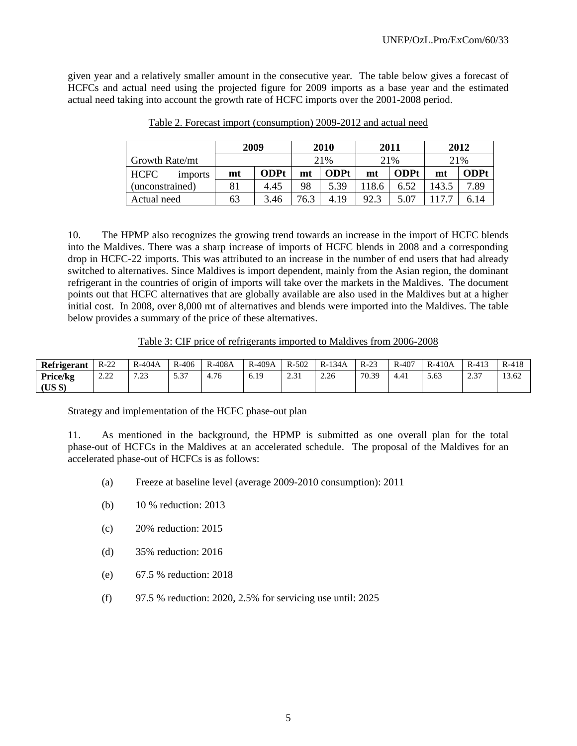given year and a relatively smaller amount in the consecutive year. The table below gives a forecast of HCFCs and actual need using the projected figure for 2009 imports as a base year and the estimated actual need taking into account the growth rate of HCFC imports over the 2001-2008 period.

Table 2. Forecast import (consumption) 2009-2012 and actual need

| | 2009 | | 2010 | | 2011 | | 2012 | |
|---|---|---|---|---|---|---|---|---|
| Growth Rate/mt | | | 21% | | 21% | | 21% | |
| HCFC imports | **mt** | **ODPt** | **mt** | **ODPt** | **mt** | **ODPt** | **mt** | **ODPt** |
| (unconstrained) | 81 | 4.45 | 98 | 5.39 | 118.6 | 6.52 | 143.5 | 7.89 |
| Actual need | 63 | 3.46 | 76.3 | 4.19 | 92.3 | 5.07 | 117.7 | 6.14 |

10. The HPMP also recognizes the growing trend towards an increase in the import of HCFC blends into the Maldives. There was a sharp increase of imports of HCFC blends in 2008 and a corresponding drop in HCFC-22 imports. This was attributed to an increase in the number of end users that had already switched to alternatives. Since Maldives is import dependent, mainly from the Asian region, the dominant refrigerant in the countries of origin of imports will take over the markets in the Maldives. The document points out that HCFC alternatives that are globally available are also used in the Maldives but at a higher initial cost. In 2008, over 8,000 mt of alternatives and blends were imported into the Maldives. The table below provides a summary of the price of these alternatives.

Table 3: CIF price of refrigerants imported to Maldives from 2006-2008

| **Refrigerant** | R-22 | R-404A | R-406 | R-408A | R-409A | R-502 | R-134A | R-23 | R-407 | R-410A | R-413 | R-418 |
|---|---|---|---|---|---|---|---|---|---|---|---|---|
| **Price/kg (US $)** | 2.22 | 7.23 | 5.37 | 4.76 | 6.19 | 2.31 | 2.26 | 70.39 | 4.41 | 5.63 | 2.37 | 13.62 |

Strategy and implementation of the HCFC phase-out plan

11. As mentioned in the background, the HPMP is submitted as one overall plan for the total phase-out of HCFCs in the Maldives at an accelerated schedule. The proposal of the Maldives for an accelerated phase-out of HCFCs is as follows:

(a) Freeze at baseline level (average 2009-2010 consumption): 2011

(b) 10 % reduction: 2013

(c) 20% reduction: 2015

(d) 35% reduction: 2016

(e) 67.5 % reduction: 2018

(f) 97.5 % reduction: 2020, 2.5% for servicing use until: 2025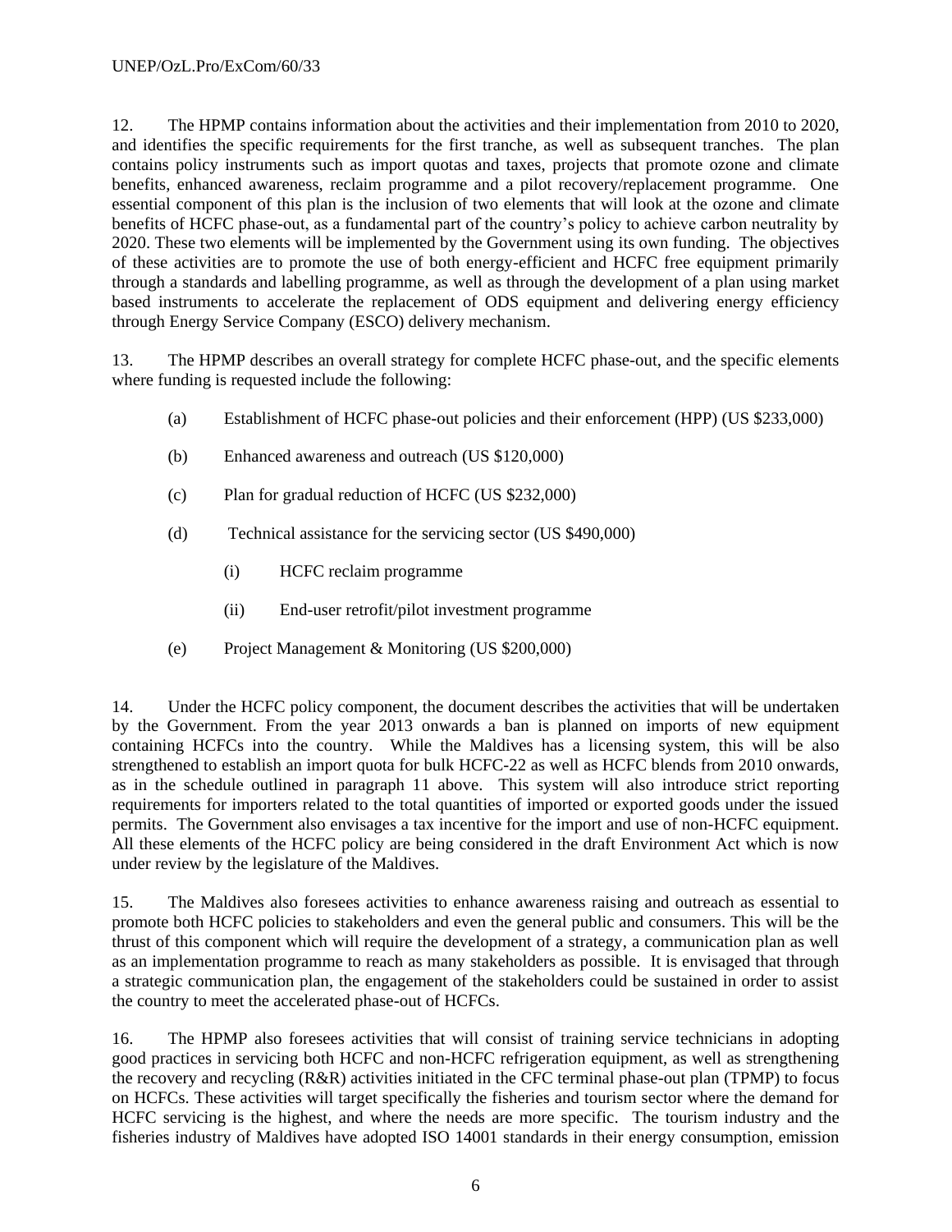12. The HPMP contains information about the activities and their implementation from 2010 to 2020, and identifies the specific requirements for the first tranche, as well as subsequent tranches. The plan contains policy instruments such as import quotas and taxes, projects that promote ozone and climate benefits, enhanced awareness, reclaim programme and a pilot recovery/replacement programme. One essential component of this plan is the inclusion of two elements that will look at the ozone and climate benefits of HCFC phase-out, as a fundamental part of the country's policy to achieve carbon neutrality by 2020. These two elements will be implemented by the Government using its own funding. The objectives of these activities are to promote the use of both energy-efficient and HCFC free equipment primarily through a standards and labelling programme, as well as through the development of a plan using market based instruments to accelerate the replacement of ODS equipment and delivering energy efficiency through Energy Service Company (ESCO) delivery mechanism.

13. The HPMP describes an overall strategy for complete HCFC phase-out, and the specific elements where funding is requested include the following:

(a) Establishment of HCFC phase-out policies and their enforcement (HPP) (US $233,000)

(b) Enhanced awareness and outreach (US $120,000)

(c) Plan for gradual reduction of HCFC (US $232,000)

(d) Technical assistance for the servicing sector (US $490,000)

  (i) HCFC reclaim programme

  (ii) End-user retrofit/pilot investment programme

(e) Project Management & Monitoring (US $200,000)

14. Under the HCFC policy component, the document describes the activities that will be undertaken by the Government. From the year 2013 onwards a ban is planned on imports of new equipment containing HCFCs into the country. While the Maldives has a licensing system, this will be also strengthened to establish an import quota for bulk HCFC-22 as well as HCFC blends from 2010 onwards, as in the schedule outlined in paragraph 11 above. This system will also introduce strict reporting requirements for importers related to the total quantities of imported or exported goods under the issued permits. The Government also envisages a tax incentive for the import and use of non-HCFC equipment. All these elements of the HCFC policy are being considered in the draft Environment Act which is now under review by the legislature of the Maldives.

15. The Maldives also foresees activities to enhance awareness raising and outreach as essential to promote both HCFC policies to stakeholders and even the general public and consumers. This will be the thrust of this component which will require the development of a strategy, a communication plan as well as an implementation programme to reach as many stakeholders as possible. It is envisaged that through a strategic communication plan, the engagement of the stakeholders could be sustained in order to assist the country to meet the accelerated phase-out of HCFCs.

16. The HPMP also foresees activities that will consist of training service technicians in adopting good practices in servicing both HCFC and non-HCFC refrigeration equipment, as well as strengthening the recovery and recycling (R&R) activities initiated in the CFC terminal phase-out plan (TPMP) to focus on HCFCs. These activities will target specifically the fisheries and tourism sector where the demand for HCFC servicing is the highest, and where the needs are more specific. The tourism industry and the fisheries industry of Maldives have adopted ISO 14001 standards in their energy consumption, emission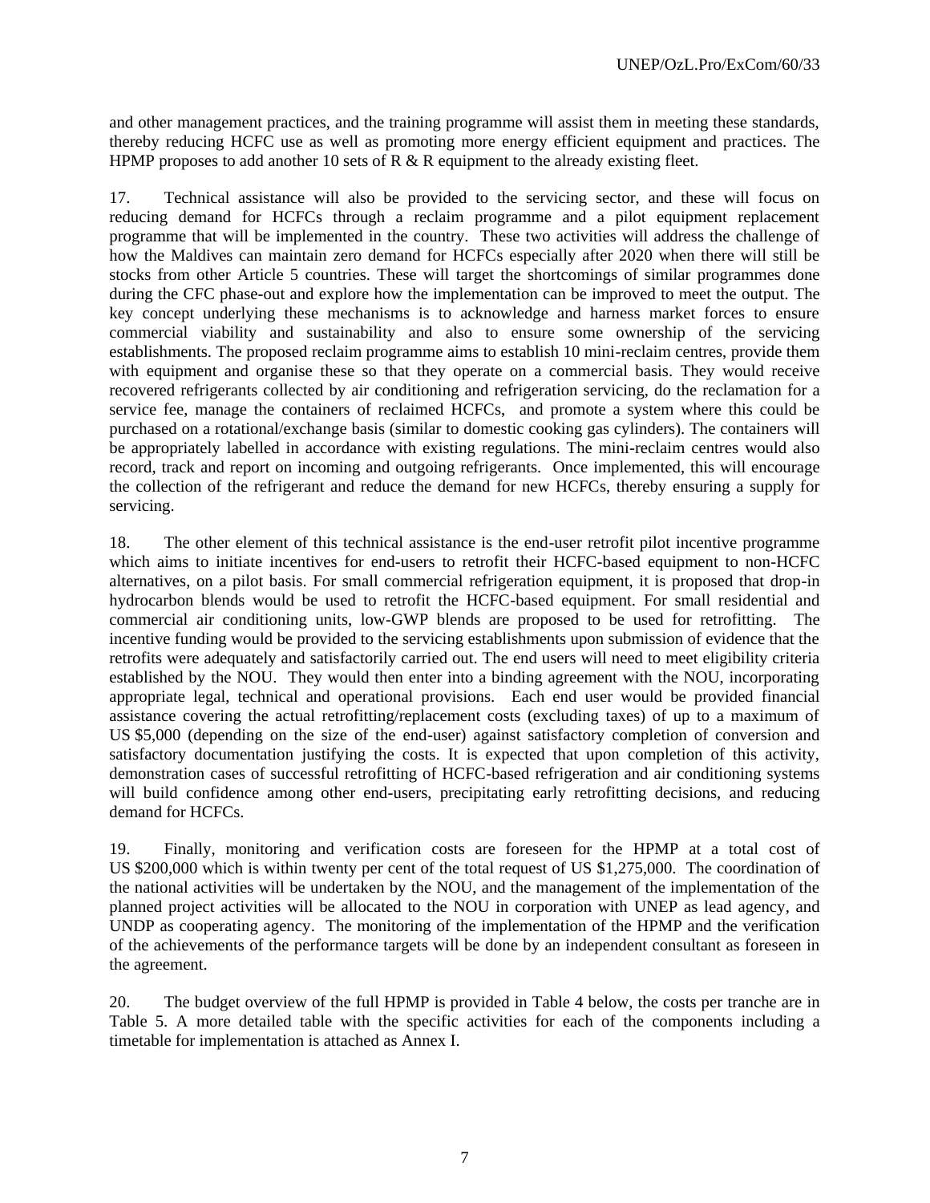and other management practices, and the training programme will assist them in meeting these standards, thereby reducing HCFC use as well as promoting more energy efficient equipment and practices. The HPMP proposes to add another 10 sets of R & R equipment to the already existing fleet.

17. Technical assistance will also be provided to the servicing sector, and these will focus on reducing demand for HCFCs through a reclaim programme and a pilot equipment replacement programme that will be implemented in the country. These two activities will address the challenge of how the Maldives can maintain zero demand for HCFCs especially after 2020 when there will still be stocks from other Article 5 countries. These will target the shortcomings of similar programmes done during the CFC phase-out and explore how the implementation can be improved to meet the output. The key concept underlying these mechanisms is to acknowledge and harness market forces to ensure commercial viability and sustainability and also to ensure some ownership of the servicing establishments. The proposed reclaim programme aims to establish 10 mini-reclaim centres, provide them with equipment and organise these so that they operate on a commercial basis. They would receive recovered refrigerants collected by air conditioning and refrigeration servicing, do the reclamation for a service fee, manage the containers of reclaimed HCFCs, and promote a system where this could be purchased on a rotational/exchange basis (similar to domestic cooking gas cylinders). The containers will be appropriately labelled in accordance with existing regulations. The mini-reclaim centres would also record, track and report on incoming and outgoing refrigerants. Once implemented, this will encourage the collection of the refrigerant and reduce the demand for new HCFCs, thereby ensuring a supply for servicing.

18. The other element of this technical assistance is the end-user retrofit pilot incentive programme which aims to initiate incentives for end-users to retrofit their HCFC-based equipment to non-HCFC alternatives, on a pilot basis. For small commercial refrigeration equipment, it is proposed that drop-in hydrocarbon blends would be used to retrofit the HCFC-based equipment. For small residential and commercial air conditioning units, low-GWP blends are proposed to be used for retrofitting. The incentive funding would be provided to the servicing establishments upon submission of evidence that the retrofits were adequately and satisfactorily carried out. The end users will need to meet eligibility criteria established by the NOU. They would then enter into a binding agreement with the NOU, incorporating appropriate legal, technical and operational provisions. Each end user would be provided financial assistance covering the actual retrofitting/replacement costs (excluding taxes) of up to a maximum of US $5,000 (depending on the size of the end-user) against satisfactory completion of conversion and satisfactory documentation justifying the costs. It is expected that upon completion of this activity, demonstration cases of successful retrofitting of HCFC-based refrigeration and air conditioning systems will build confidence among other end-users, precipitating early retrofitting decisions, and reducing demand for HCFCs.

19. Finally, monitoring and verification costs are foreseen for the HPMP at a total cost of US $200,000 which is within twenty per cent of the total request of US $1,275,000. The coordination of the national activities will be undertaken by the NOU, and the management of the implementation of the planned project activities will be allocated to the NOU in corporation with UNEP as lead agency, and UNDP as cooperating agency. The monitoring of the implementation of the HPMP and the verification of the achievements of the performance targets will be done by an independent consultant as foreseen in the agreement.

20. The budget overview of the full HPMP is provided in Table 4 below, the costs per tranche are in Table 5. A more detailed table with the specific activities for each of the components including a timetable for implementation is attached as Annex I.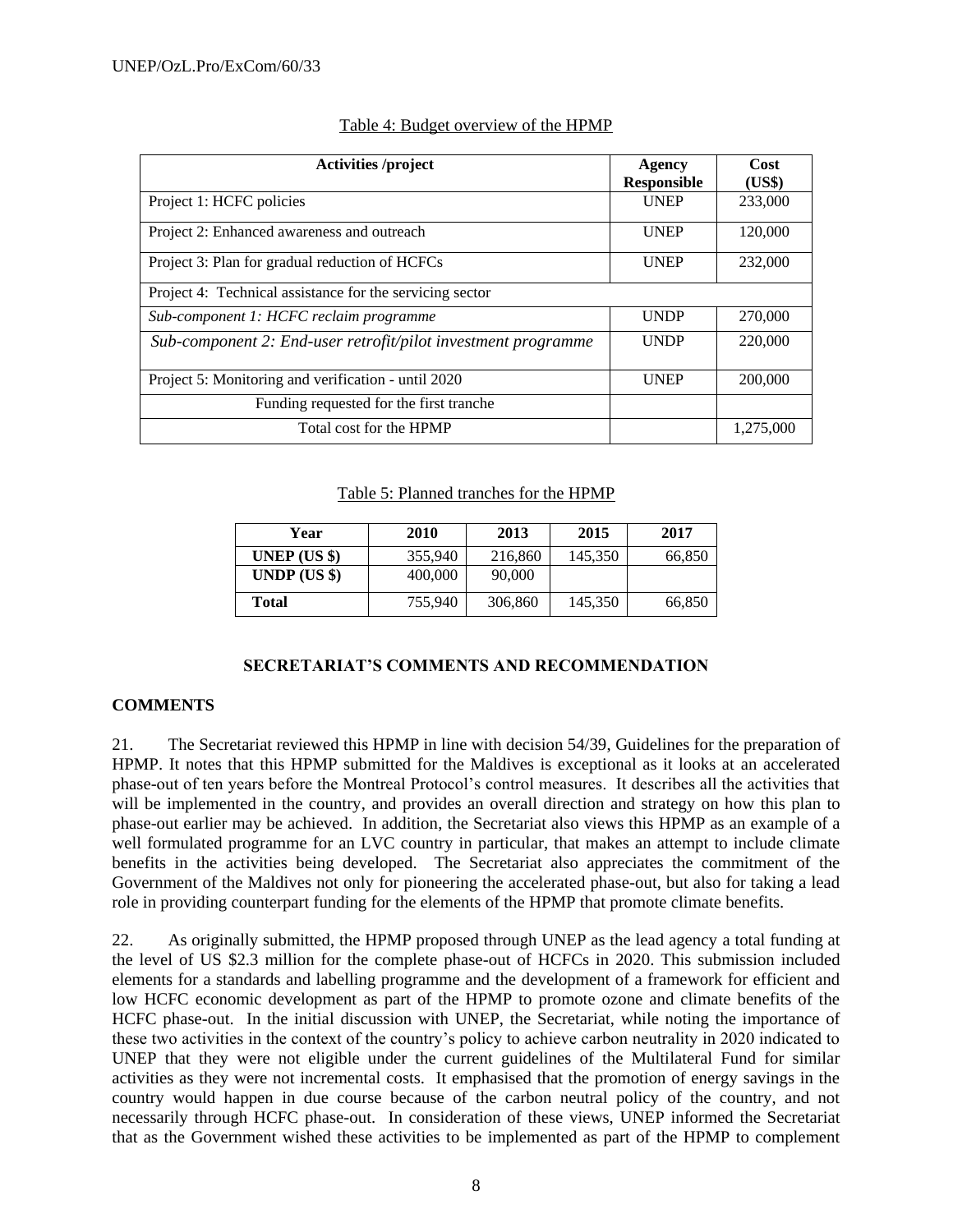Table 4: Budget overview of the HPMP

| Activities /project | Agency Responsible | Cost (US$) |
|---|---|---|
| Project 1: HCFC policies | UNEP | 233,000 |
| Project 2: Enhanced awareness and outreach | UNEP | 120,000 |
| Project 3: Plan for gradual reduction of HCFCs | UNEP | 232,000 |
| Project 4: Technical assistance for the servicing sector | | |
| *Sub-component 1: HCFC reclaim programme* | UNDP | 270,000 |
| *Sub-component 2: End-user retrofit/pilot investment programme* | UNDP | 220,000 |
| Project 5: Monitoring and verification - until 2020 | UNEP | 200,000 |
| Funding requested for the first tranche | | |
| Total cost for the HPMP | | 1,275,000 |

Table 5: Planned tranches for the HPMP

| Year | 2010 | 2013 | 2015 | 2017 |
|---|---|---|---|---|
| **UNEP (US $)** | 355,940 | 216,860 | 145,350 | 66,850 |
| **UNDP (US $)** | 400,000 | 90,000 | | |
| **Total** | 755,940 | 306,860 | 145,350 | 66,850 |

## SECRETARIAT'S COMMENTS AND RECOMMENDATION

### COMMENTS

21. The Secretariat reviewed this HPMP in line with decision 54/39, Guidelines for the preparation of HPMP. It notes that this HPMP submitted for the Maldives is exceptional as it looks at an accelerated phase-out of ten years before the Montreal Protocol's control measures. It describes all the activities that will be implemented in the country, and provides an overall direction and strategy on how this plan to phase-out earlier may be achieved. In addition, the Secretariat also views this HPMP as an example of a well formulated programme for an LVC country in particular, that makes an attempt to include climate benefits in the activities being developed. The Secretariat also appreciates the commitment of the Government of the Maldives not only for pioneering the accelerated phase-out, but also for taking a lead role in providing counterpart funding for the elements of the HPMP that promote climate benefits.

22. As originally submitted, the HPMP proposed through UNEP as the lead agency a total funding at the level of US $2.3 million for the complete phase-out of HCFCs in 2020. This submission included elements for a standards and labelling programme and the development of a framework for efficient and low HCFC economic development as part of the HPMP to promote ozone and climate benefits of the HCFC phase-out. In the initial discussion with UNEP, the Secretariat, while noting the importance of these two activities in the context of the country's policy to achieve carbon neutrality in 2020 indicated to UNEP that they were not eligible under the current guidelines of the Multilateral Fund for similar activities as they were not incremental costs. It emphasised that the promotion of energy savings in the country would happen in due course because of the carbon neutral policy of the country, and not necessarily through HCFC phase-out. In consideration of these views, UNEP informed the Secretariat that as the Government wished these activities to be implemented as part of the HPMP to complement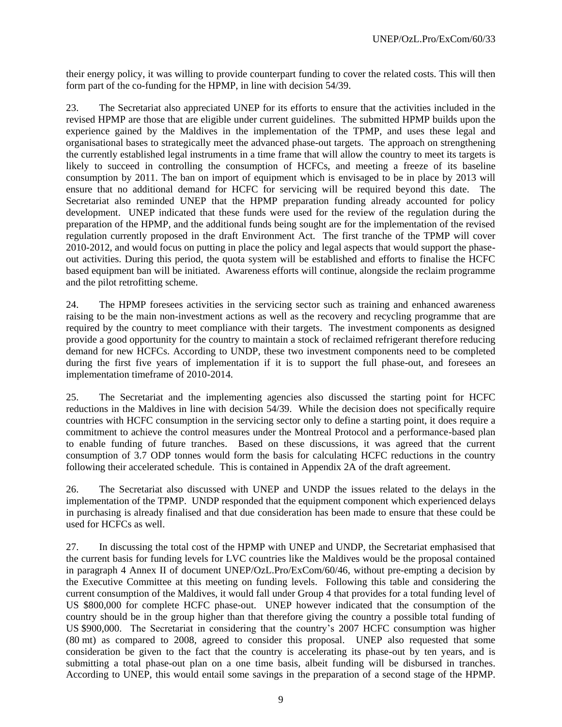their energy policy, it was willing to provide counterpart funding to cover the related costs. This will then form part of the co-funding for the HPMP, in line with decision 54/39.

23. The Secretariat also appreciated UNEP for its efforts to ensure that the activities included in the revised HPMP are those that are eligible under current guidelines. The submitted HPMP builds upon the experience gained by the Maldives in the implementation of the TPMP, and uses these legal and organisational bases to strategically meet the advanced phase-out targets. The approach on strengthening the currently established legal instruments in a time frame that will allow the country to meet its targets is likely to succeed in controlling the consumption of HCFCs, and meeting a freeze of its baseline consumption by 2011. The ban on import of equipment which is envisaged to be in place by 2013 will ensure that no additional demand for HCFC for servicing will be required beyond this date. The Secretariat also reminded UNEP that the HPMP preparation funding already accounted for policy development. UNEP indicated that these funds were used for the review of the regulation during the preparation of the HPMP, and the additional funds being sought are for the implementation of the revised regulation currently proposed in the draft Environment Act. The first tranche of the TPMP will cover 2010-2012, and would focus on putting in place the policy and legal aspects that would support the phase-out activities. During this period, the quota system will be established and efforts to finalise the HCFC based equipment ban will be initiated. Awareness efforts will continue, alongside the reclaim programme and the pilot retrofitting scheme.

24. The HPMP foresees activities in the servicing sector such as training and enhanced awareness raising to be the main non-investment actions as well as the recovery and recycling programme that are required by the country to meet compliance with their targets. The investment components as designed provide a good opportunity for the country to maintain a stock of reclaimed refrigerant therefore reducing demand for new HCFCs. According to UNDP, these two investment components need to be completed during the first five years of implementation if it is to support the full phase-out, and foresees an implementation timeframe of 2010-2014.

25. The Secretariat and the implementing agencies also discussed the starting point for HCFC reductions in the Maldives in line with decision 54/39. While the decision does not specifically require countries with HCFC consumption in the servicing sector only to define a starting point, it does require a commitment to achieve the control measures under the Montreal Protocol and a performance-based plan to enable funding of future tranches. Based on these discussions, it was agreed that the current consumption of 3.7 ODP tonnes would form the basis for calculating HCFC reductions in the country following their accelerated schedule. This is contained in Appendix 2A of the draft agreement.

26. The Secretariat also discussed with UNEP and UNDP the issues related to the delays in the implementation of the TPMP. UNDP responded that the equipment component which experienced delays in purchasing is already finalised and that due consideration has been made to ensure that these could be used for HCFCs as well.

27. In discussing the total cost of the HPMP with UNEP and UNDP, the Secretariat emphasised that the current basis for funding levels for LVC countries like the Maldives would be the proposal contained in paragraph 4 Annex II of document UNEP/OzL.Pro/ExCom/60/46, without pre-empting a decision by the Executive Committee at this meeting on funding levels. Following this table and considering the current consumption of the Maldives, it would fall under Group 4 that provides for a total funding level of US $800,000 for complete HCFC phase-out. UNEP however indicated that the consumption of the country should be in the group higher than that therefore giving the country a possible total funding of US $900,000. The Secretariat in considering that the country's 2007 HCFC consumption was higher (80 mt) as compared to 2008, agreed to consider this proposal. UNEP also requested that some consideration be given to the fact that the country is accelerating its phase-out by ten years, and is submitting a total phase-out plan on a one time basis, albeit funding will be disbursed in tranches. According to UNEP, this would entail some savings in the preparation of a second stage of the HPMP.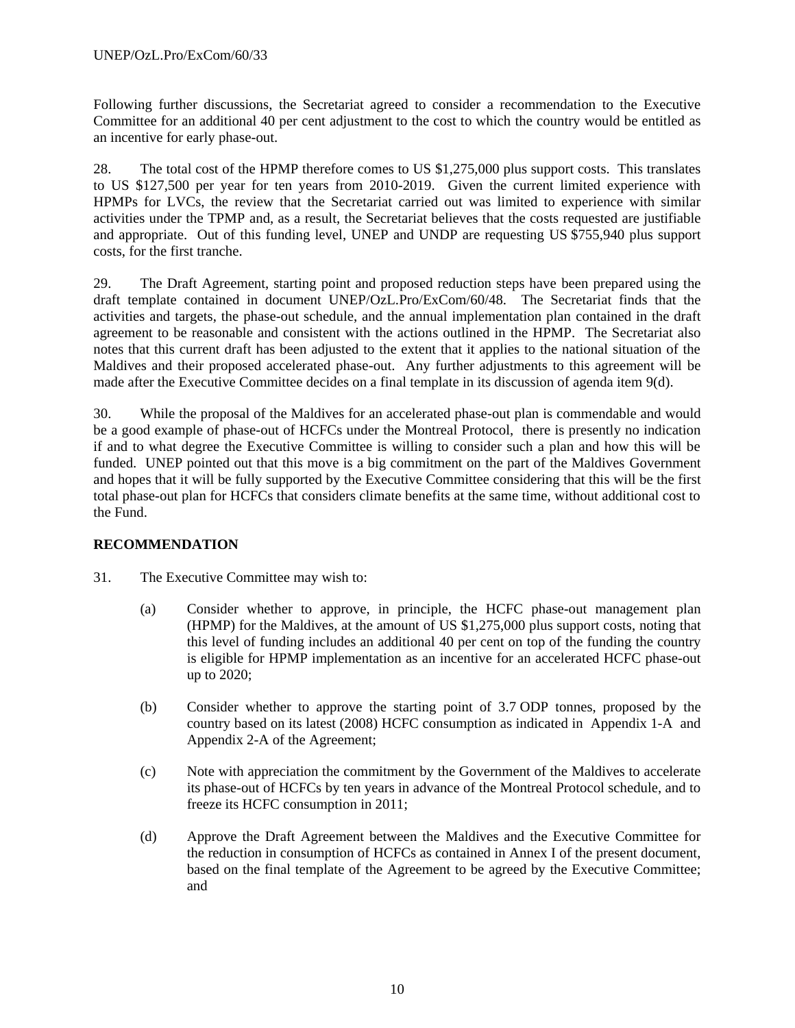Following further discussions, the Secretariat agreed to consider a recommendation to the Executive Committee for an additional 40 per cent adjustment to the cost to which the country would be entitled as an incentive for early phase-out.

28. The total cost of the HPMP therefore comes to US $1,275,000 plus support costs. This translates to US $127,500 per year for ten years from 2010-2019. Given the current limited experience with HPMPs for LVCs, the review that the Secretariat carried out was limited to experience with similar activities under the TPMP and, as a result, the Secretariat believes that the costs requested are justifiable and appropriate. Out of this funding level, UNEP and UNDP are requesting US $755,940 plus support costs, for the first tranche.

29. The Draft Agreement, starting point and proposed reduction steps have been prepared using the draft template contained in document UNEP/OzL.Pro/ExCom/60/48. The Secretariat finds that the activities and targets, the phase-out schedule, and the annual implementation plan contained in the draft agreement to be reasonable and consistent with the actions outlined in the HPMP. The Secretariat also notes that this current draft has been adjusted to the extent that it applies to the national situation of the Maldives and their proposed accelerated phase-out. Any further adjustments to this agreement will be made after the Executive Committee decides on a final template in its discussion of agenda item 9(d).

30. While the proposal of the Maldives for an accelerated phase-out plan is commendable and would be a good example of phase-out of HCFCs under the Montreal Protocol, there is presently no indication if and to what degree the Executive Committee is willing to consider such a plan and how this will be funded. UNEP pointed out that this move is a big commitment on the part of the Maldives Government and hopes that it will be fully supported by the Executive Committee considering that this will be the first total phase-out plan for HCFCs that considers climate benefits at the same time, without additional cost to the Fund.

## RECOMMENDATION

31. The Executive Committee may wish to:

   (a) Consider whether to approve, in principle, the HCFC phase-out management plan (HPMP) for the Maldives, at the amount of US $1,275,000 plus support costs, noting that this level of funding includes an additional 40 per cent on top of the funding the country is eligible for HPMP implementation as an incentive for an accelerated HCFC phase-out up to 2020;

   (b) Consider whether to approve the starting point of 3.7 ODP tonnes, proposed by the country based on its latest (2008) HCFC consumption as indicated in Appendix 1-A and Appendix 2-A of the Agreement;

   (c) Note with appreciation the commitment by the Government of the Maldives to accelerate its phase-out of HCFCs by ten years in advance of the Montreal Protocol schedule, and to freeze its HCFC consumption in 2011;

   (d) Approve the Draft Agreement between the Maldives and the Executive Committee for the reduction in consumption of HCFCs as contained in Annex I of the present document, based on the final template of the Agreement to be agreed by the Executive Committee; and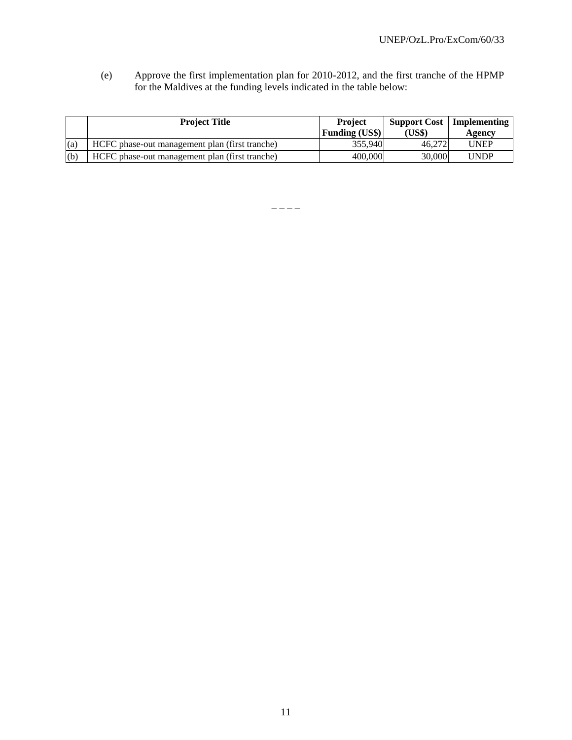(e) Approve the first implementation plan for 2010-2012, and the first tranche of the HPMP for the Maldives at the funding levels indicated in the table below:

| | Project Title | Project Funding (US$) | Support Cost (US$) | Implementing Agency |
|---|---|---|---|---|
| (a) | HCFC phase-out management plan (first tranche) | 355,940 | 46,272 | UNEP |
| (b) | HCFC phase-out management plan (first tranche) | 400,000 | 30,000 | UNDP |

– – – –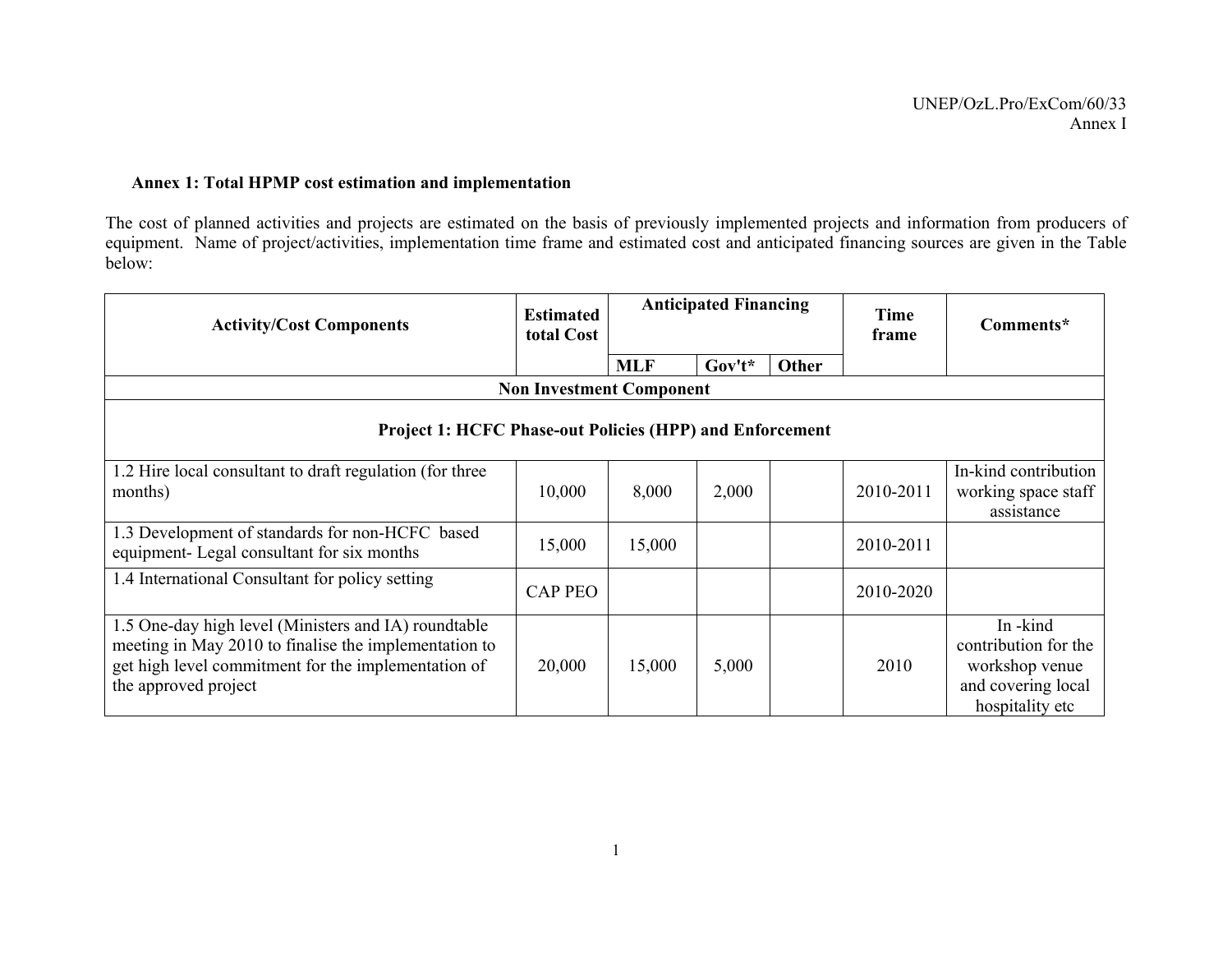**Annex 1: Total HPMP cost estimation and implementation**

The cost of planned activities and projects are estimated on the basis of previously implemented projects and information from producers of equipment. Name of project/activities, implementation time frame and estimated cost and anticipated financing sources are given in the Table below:

| Activity/Cost Components | Estimated total Cost | Anticipated Financing | | | Time frame | Comments* |
|---|---|---|---|---|---|---|
| | | MLF | Gov't* | Other | | |
| **Non Investment Component** | | | | | | |
| **Project 1: HCFC Phase-out Policies (HPP) and Enforcement** | | | | | | |
| 1.2 Hire local consultant to draft regulation (for three months) | 10,000 | 8,000 | 2,000 | | 2010-2011 | In-kind contribution working space staff assistance |
| 1.3 Development of standards for non-HCFC based equipment- Legal consultant for six months | 15,000 | 15,000 | | | 2010-2011 | |
| 1.4 International Consultant for policy setting | CAP PEO | | | | 2010-2020 | |
| 1.5 One-day high level (Ministers and IA) roundtable meeting in May 2010 to finalise the implementation to get high level commitment for the implementation of the approved project | 20,000 | 15,000 | 5,000 | | 2010 | In -kind contribution for the workshop venue and covering local hospitality etc |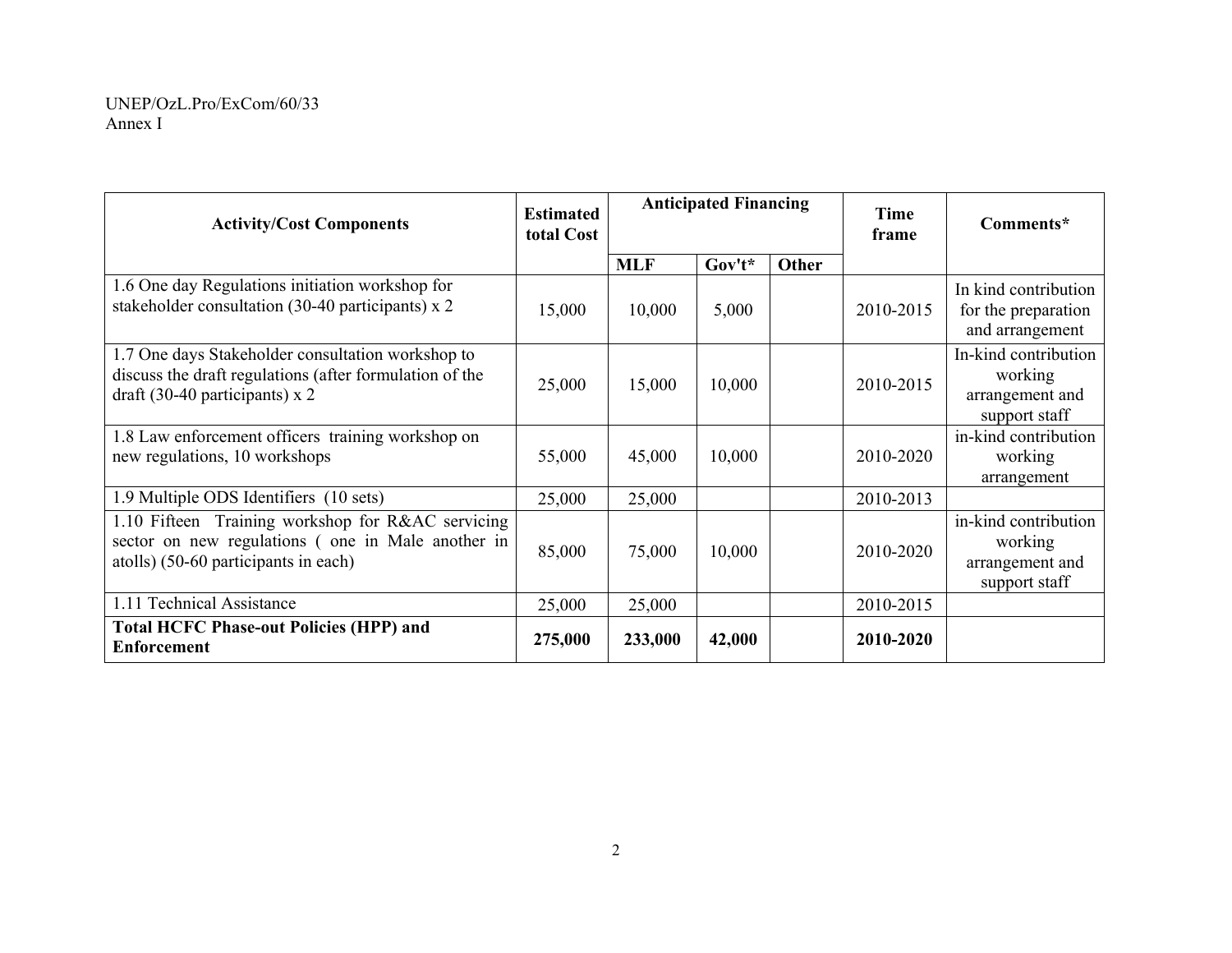| Activity/Cost Components | Estimated total Cost | Anticipated Financing | | | Time frame | Comments* |
|---|---|---|---|---|---|---|
| | | MLF | Gov't* | Other | | |
| 1.6 One day Regulations initiation workshop for stakeholder consultation (30-40 participants) x 2 | 15,000 | 10,000 | 5,000 | | 2010-2015 | In kind contribution for the preparation and arrangement |
| 1.7 One days Stakeholder consultation workshop to discuss the draft regulations (after formulation of the draft (30-40 participants) x 2 | 25,000 | 15,000 | 10,000 | | 2010-2015 | In-kind contribution working arrangement and support staff |
| 1.8 Law enforcement officers training workshop on new regulations, 10 workshops | 55,000 | 45,000 | 10,000 | | 2010-2020 | in-kind contribution working arrangement |
| 1.9 Multiple ODS Identifiers (10 sets) | 25,000 | 25,000 | | | 2010-2013 | |
| 1.10 Fifteen Training workshop for R&AC servicing sector on new regulations ( one in Male another in atolls) (50-60 participants in each) | 85,000 | 75,000 | 10,000 | | 2010-2020 | in-kind contribution working arrangement and support staff |
| 1.11 Technical Assistance | 25,000 | 25,000 | | | 2010-2015 | |
| **Total HCFC Phase-out Policies (HPP) and Enforcement** | **275,000** | **233,000** | **42,000** | | **2010-2020** | |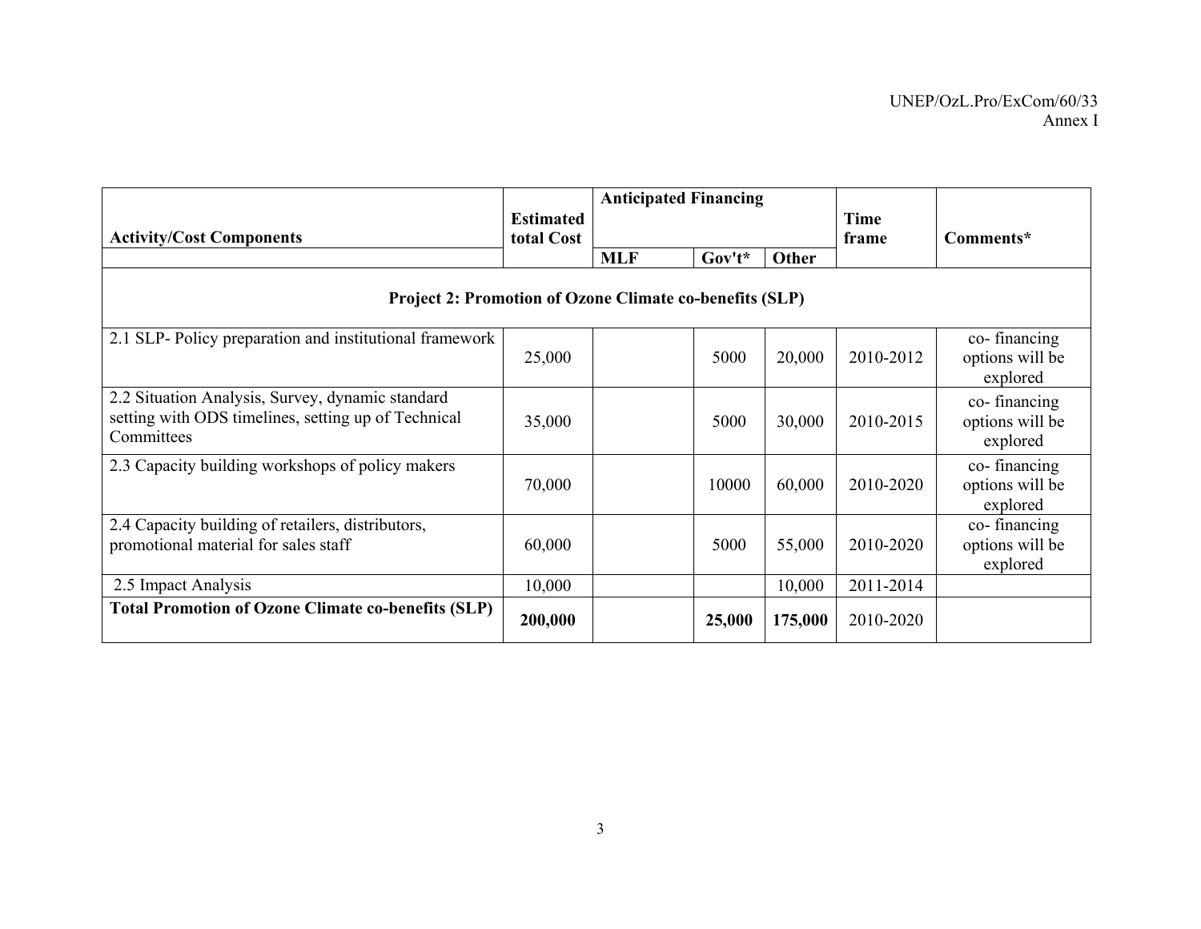| Activity/Cost Components | Estimated total Cost | Anticipated Financing | | | Time frame | Comments* |
|---|---|---|---|---|---|---|
| | | MLF | Gov't* | Other | | |
| **Project 2: Promotion of Ozone Climate co-benefits (SLP)** | | | | | | |
| 2.1 SLP- Policy preparation and institutional framework | 25,000 | | 5000 | 20,000 | 2010-2012 | co- financing options will be explored |
| 2.2 Situation Analysis, Survey, dynamic standard setting with ODS timelines, setting up of Technical Committees | 35,000 | | 5000 | 30,000 | 2010-2015 | co- financing options will be explored |
| 2.3 Capacity building workshops of policy makers | 70,000 | | 10000 | 60,000 | 2010-2020 | co- financing options will be explored |
| 2.4 Capacity building of retailers, distributors, promotional material for sales staff | 60,000 | | 5000 | 55,000 | 2010-2020 | co- financing options will be explored |
| 2.5 Impact Analysis | 10,000 | | | 10,000 | 2011-2014 | |
| **Total Promotion of Ozone Climate co-benefits (SLP)** | **200,000** | | **25,000** | **175,000** | 2010-2020 | |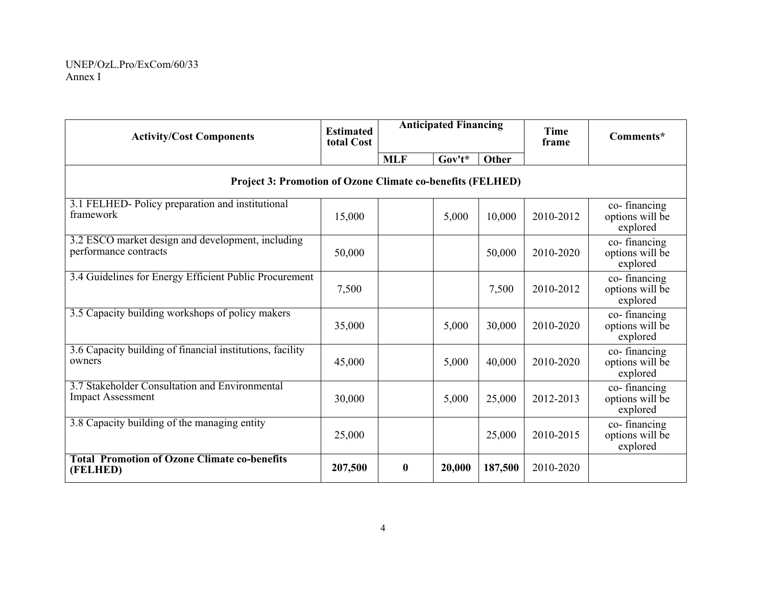| Activity/Cost Components | Estimated total Cost | Anticipated Financing | | | Time frame | Comments* |
|---|---|---|---|---|---|---|
| | | MLF | Gov't* | Other | | |
| **Project 3: Promotion of Ozone Climate co-benefits (FELHED)** | | | | | | |
| 3.1 FELHED- Policy preparation and institutional framework | 15,000 | | 5,000 | 10,000 | 2010-2012 | co- financing options will be explored |
| 3.2 ESCO market design and development, including performance contracts | 50,000 | | | 50,000 | 2010-2020 | co- financing options will be explored |
| 3.4 Guidelines for Energy Efficient Public Procurement | 7,500 | | | 7,500 | 2010-2012 | co- financing options will be explored |
| 3.5 Capacity building workshops of policy makers | 35,000 | | 5,000 | 30,000 | 2010-2020 | co- financing options will be explored |
| 3.6 Capacity building of financial institutions, facility owners | 45,000 | | 5,000 | 40,000 | 2010-2020 | co- financing options will be explored |
| 3.7 Stakeholder Consultation and Environmental Impact Assessment | 30,000 | | 5,000 | 25,000 | 2012-2013 | co- financing options will be explored |
| 3.8 Capacity building of the managing entity | 25,000 | | | 25,000 | 2010-2015 | co- financing options will be explored |
| **Total Promotion of Ozone Climate co-benefits (FELHED)** | **207,500** | **0** | **20,000** | **187,500** | 2010-2020 | |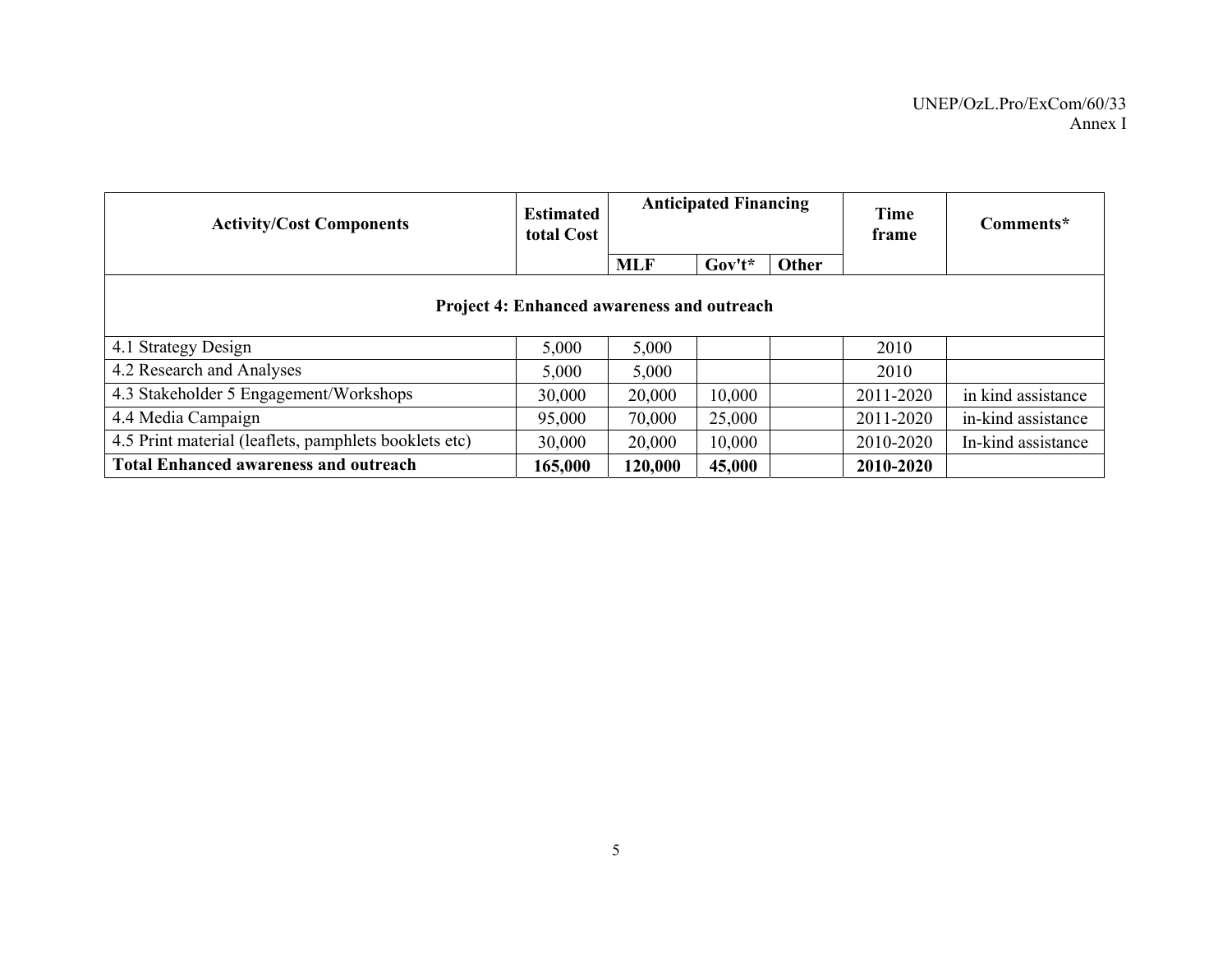| Activity/Cost Components | Estimated total Cost | Anticipated Financing | | | Time frame | Comments* |
|---|---|---|---|---|---|---|
| | | MLF | Gov't* | Other | | |
| **Project 4: Enhanced awareness and outreach** | | | | | | |
| 4.1 Strategy Design | 5,000 | 5,000 | | | 2010 | |
| 4.2 Research and Analyses | 5,000 | 5,000 | | | 2010 | |
| 4.3 Stakeholder 5 Engagement/Workshops | 30,000 | 20,000 | 10,000 | | 2011-2020 | in kind assistance |
| 4.4 Media Campaign | 95,000 | 70,000 | 25,000 | | 2011-2020 | in-kind assistance |
| 4.5 Print material (leaflets, pamphlets booklets etc) | 30,000 | 20,000 | 10,000 | | 2010-2020 | In-kind assistance |
| **Total Enhanced awareness and outreach** | **165,000** | **120,000** | **45,000** | | **2010-2020** | |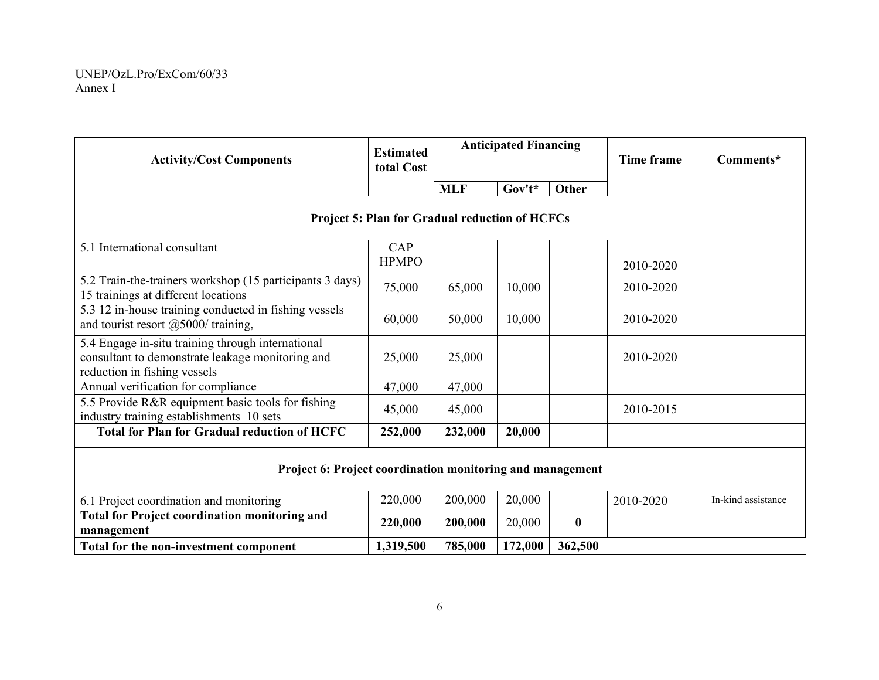| Activity/Cost Components | Estimated total Cost | Anticipated Financing | | | Time frame | Comments* |
|---|---|---|---|---|---|---|
| | | MLF | Gov't* | Other | | |
| **Project 5: Plan for Gradual reduction of HCFCs** | | | | | | |
| 5.1 International consultant | CAP HPMPO | | | | 2010-2020 | |
| 5.2 Train-the-trainers workshop (15 participants 3 days) 15 trainings at different locations | 75,000 | 65,000 | 10,000 | | 2010-2020 | |
| 5.3 12 in-house training conducted in fishing vessels and tourist resort @5000/ training, | 60,000 | 50,000 | 10,000 | | 2010-2020 | |
| 5.4 Engage in-situ training through international consultant to demonstrate leakage monitoring and reduction in fishing vessels | 25,000 | 25,000 | | | 2010-2020 | |
| Annual verification for compliance | 47,000 | 47,000 | | | | |
| 5.5 Provide R&R equipment basic tools for fishing industry training establishments 10 sets | 45,000 | 45,000 | | | 2010-2015 | |
| **Total for Plan for Gradual reduction of HCFC** | **252,000** | **232,000** | **20,000** | | | |
| **Project 6: Project coordination monitoring and management** | | | | | | |
| 6.1 Project coordination and monitoring | 220,000 | 200,000 | 20,000 | | 2010-2020 | In-kind assistance |
| **Total for Project coordination monitoring and management** | **220,000** | **200,000** | 20,000 | **0** | | |
| **Total for the non-investment component** | **1,319,500** | **785,000** | **172,000** | **362,500** | | |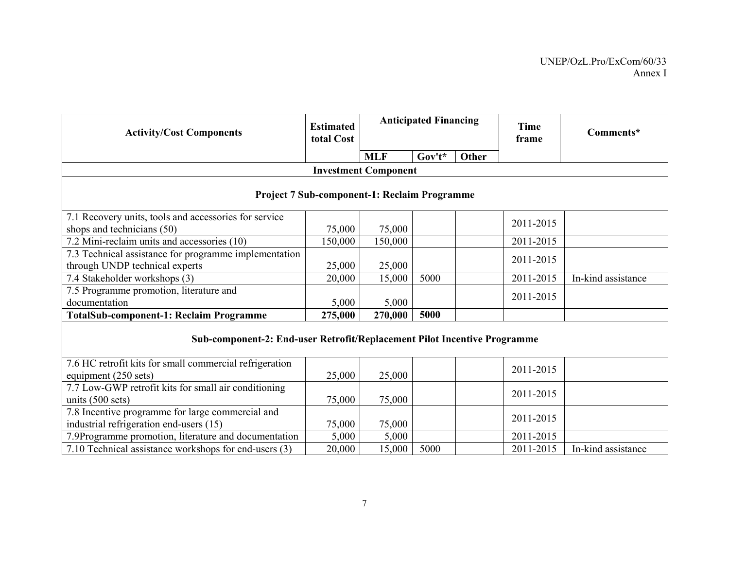| Activity/Cost Components | Estimated total Cost | Anticipated Financing | | | Time frame | Comments* |
|---|---|---|---|---|---|---|
| | | MLF | Gov't* | Other | | |
| **Investment Component** | | | | | | |
| **Project 7 Sub-component-1: Reclaim Programme** | | | | | | |
| 7.1 Recovery units, tools and accessories for service shops and technicians (50) | 75,000 | 75,000 | | | 2011-2015 | |
| 7.2 Mini-reclaim units and accessories (10) | 150,000 | 150,000 | | | 2011-2015 | |
| 7.3 Technical assistance for programme implementation through UNDP technical experts | 25,000 | 25,000 | | | 2011-2015 | |
| 7.4 Stakeholder workshops (3) | 20,000 | 15,000 | 5000 | | 2011-2015 | In-kind assistance |
| 7.5 Programme promotion, literature and documentation | 5,000 | 5,000 | | | 2011-2015 | |
| **TotalSub-component-1: Reclaim Programme** | **275,000** | **270,000** | **5000** | | | |
| **Sub-component-2: End-user Retrofit/Replacement Pilot Incentive Programme** | | | | | | |
| 7.6 HC retrofit kits for small commercial refrigeration equipment (250 sets) | 25,000 | 25,000 | | | 2011-2015 | |
| 7.7 Low-GWP retrofit kits for small air conditioning units (500 sets) | 75,000 | 75,000 | | | 2011-2015 | |
| 7.8 Incentive programme for large commercial and industrial refrigeration end-users (15) | 75,000 | 75,000 | | | 2011-2015 | |
| 7.9Programme promotion, literature and documentation | 5,000 | 5,000 | | | 2011-2015 | |
| 7.10 Technical assistance workshops for end-users (3) | 20,000 | 15,000 | 5000 | | 2011-2015 | In-kind assistance |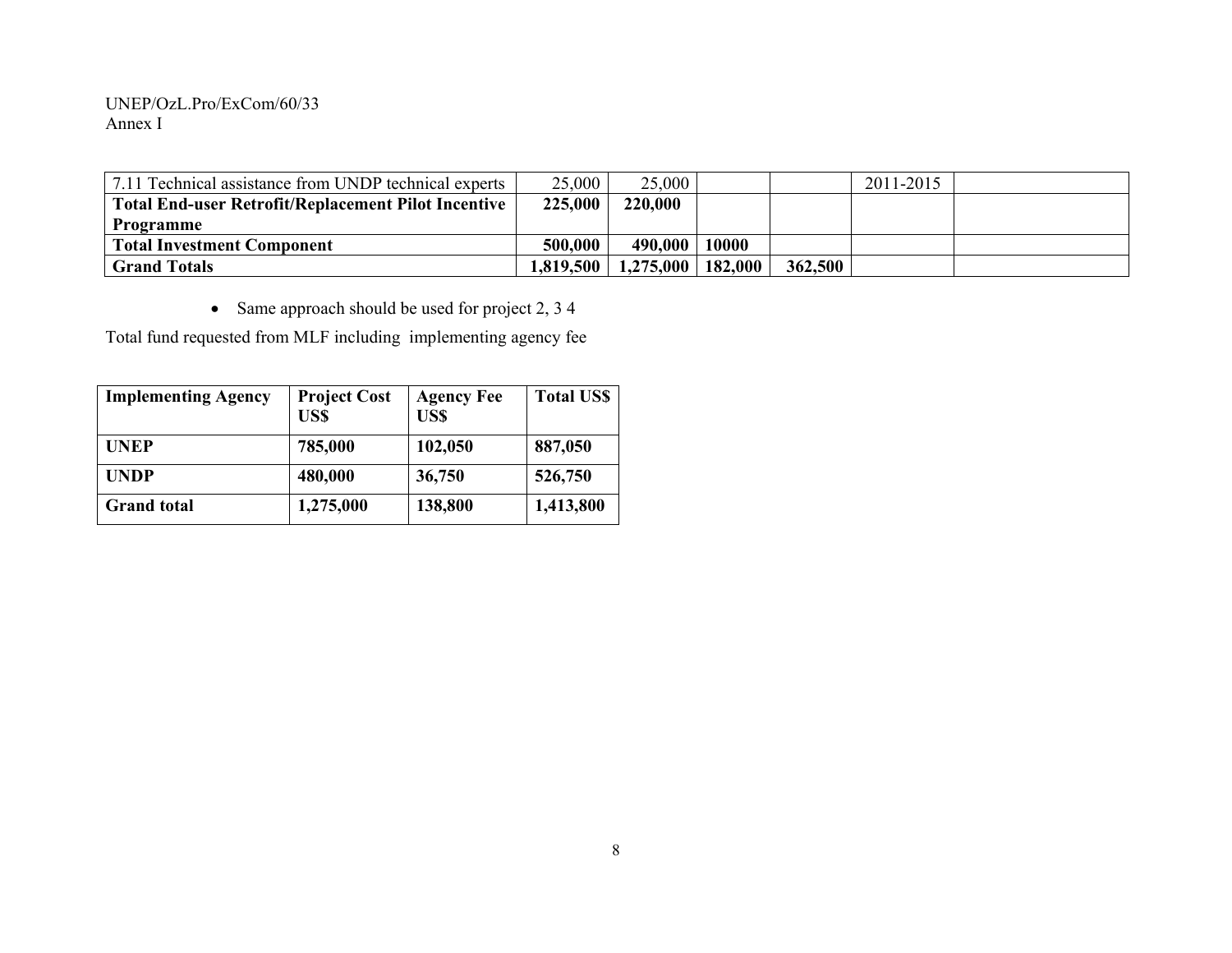| | | | | | | |
|---|---|---|---|---|---|---|
| 7.11 Technical assistance from UNDP technical experts | 25,000 | 25,000 | | | 2011-2015 | |
| **Total End-user Retrofit/Replacement Pilot Incentive Programme** | **225,000** | **220,000** | | | | |
| **Total Investment Component** | **500,000** | **490,000** | **10000** | | | |
| **Grand Totals** | **1,819,500** | **1,275,000** | **182,000** | **362,500** | | |

- Same approach should be used for project 2, 3 4

Total fund requested from MLF including implementing agency fee

| Implementing Agency | Project Cost US$ | Agency Fee US$ | Total US$ |
|---|---|---|---|
| **UNEP** | **785,000** | **102,050** | **887,050** |
| **UNDP** | **480,000** | **36,750** | **526,750** |
| **Grand total** | **1,275,000** | **138,800** | **1,413,800** |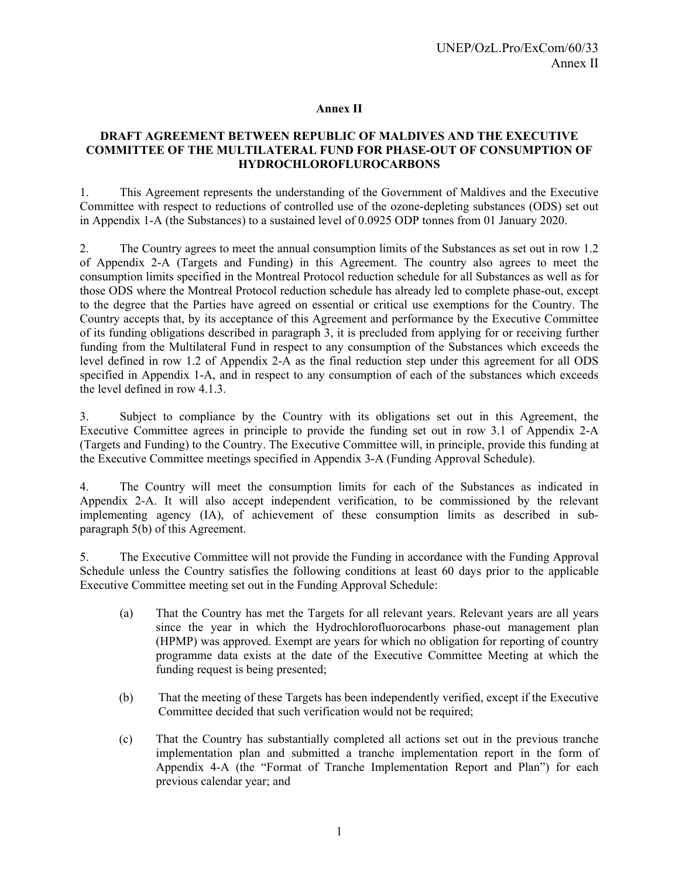# Annex II

## DRAFT AGREEMENT BETWEEN REPUBLIC OF MALDIVES AND THE EXECUTIVE COMMITTEE OF THE MULTILATERAL FUND FOR PHASE-OUT OF CONSUMPTION OF HYDROCHLOROFLUROCARBONS

1. This Agreement represents the understanding of the Government of Maldives and the Executive Committee with respect to reductions of controlled use of the ozone-depleting substances (ODS) set out in Appendix 1-A (the Substances) to a sustained level of 0.0925 ODP tonnes from 01 January 2020.

2. The Country agrees to meet the annual consumption limits of the Substances as set out in row 1.2 of Appendix 2-A (Targets and Funding) in this Agreement. The country also agrees to meet the consumption limits specified in the Montreal Protocol reduction schedule for all Substances as well as for those ODS where the Montreal Protocol reduction schedule has already led to complete phase-out, except to the degree that the Parties have agreed on essential or critical use exemptions for the Country. The Country accepts that, by its acceptance of this Agreement and performance by the Executive Committee of its funding obligations described in paragraph 3, it is precluded from applying for or receiving further funding from the Multilateral Fund in respect to any consumption of the Substances which exceeds the level defined in row 1.2 of Appendix 2-A as the final reduction step under this agreement for all ODS specified in Appendix 1-A, and in respect to any consumption of each of the substances which exceeds the level defined in row 4.1.3.

3. Subject to compliance by the Country with its obligations set out in this Agreement, the Executive Committee agrees in principle to provide the funding set out in row 3.1 of Appendix 2-A (Targets and Funding) to the Country. The Executive Committee will, in principle, provide this funding at the Executive Committee meetings specified in Appendix 3-A (Funding Approval Schedule).

4. The Country will meet the consumption limits for each of the Substances as indicated in Appendix 2-A. It will also accept independent verification, to be commissioned by the relevant implementing agency (IA), of achievement of these consumption limits as described in sub-paragraph 5(b) of this Agreement.

5. The Executive Committee will not provide the Funding in accordance with the Funding Approval Schedule unless the Country satisfies the following conditions at least 60 days prior to the applicable Executive Committee meeting set out in the Funding Approval Schedule:

(a) That the Country has met the Targets for all relevant years. Relevant years are all years since the year in which the Hydrochlorofluorocarbons phase-out management plan (HPMP) was approved. Exempt are years for which no obligation for reporting of country programme data exists at the date of the Executive Committee Meeting at which the funding request is being presented;

(b) That the meeting of these Targets has been independently verified, except if the Executive Committee decided that such verification would not be required;

(c) That the Country has substantially completed all actions set out in the previous tranche implementation plan and submitted a tranche implementation report in the form of Appendix 4-A (the "Format of Tranche Implementation Report and Plan") for each previous calendar year; and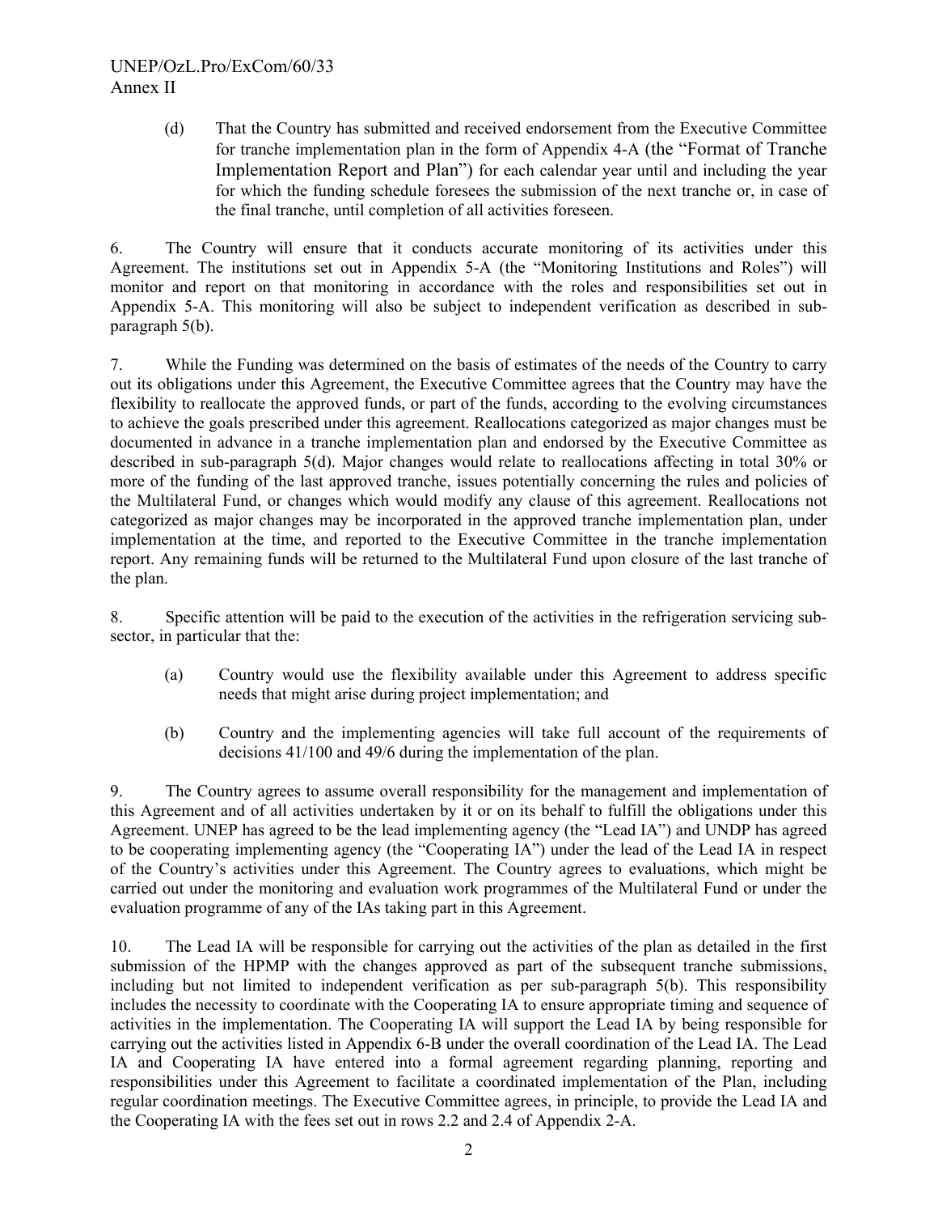(d) That the Country has submitted and received endorsement from the Executive Committee for tranche implementation plan in the form of Appendix 4-A (the "Format of Tranche Implementation Report and Plan") for each calendar year until and including the year for which the funding schedule foresees the submission of the next tranche or, in case of the final tranche, until completion of all activities foreseen.

6. The Country will ensure that it conducts accurate monitoring of its activities under this Agreement. The institutions set out in Appendix 5-A (the "Monitoring Institutions and Roles") will monitor and report on that monitoring in accordance with the roles and responsibilities set out in Appendix 5-A. This monitoring will also be subject to independent verification as described in sub-paragraph 5(b).

7. While the Funding was determined on the basis of estimates of the needs of the Country to carry out its obligations under this Agreement, the Executive Committee agrees that the Country may have the flexibility to reallocate the approved funds, or part of the funds, according to the evolving circumstances to achieve the goals prescribed under this agreement. Reallocations categorized as major changes must be documented in advance in a tranche implementation plan and endorsed by the Executive Committee as described in sub-paragraph 5(d). Major changes would relate to reallocations affecting in total 30% or more of the funding of the last approved tranche, issues potentially concerning the rules and policies of the Multilateral Fund, or changes which would modify any clause of this agreement. Reallocations not categorized as major changes may be incorporated in the approved tranche implementation plan, under implementation at the time, and reported to the Executive Committee in the tranche implementation report. Any remaining funds will be returned to the Multilateral Fund upon closure of the last tranche of the plan.

8. Specific attention will be paid to the execution of the activities in the refrigeration servicing sub-sector, in particular that the:

(a) Country would use the flexibility available under this Agreement to address specific needs that might arise during project implementation; and

(b) Country and the implementing agencies will take full account of the requirements of decisions 41/100 and 49/6 during the implementation of the plan.

9. The Country agrees to assume overall responsibility for the management and implementation of this Agreement and of all activities undertaken by it or on its behalf to fulfill the obligations under this Agreement. UNEP has agreed to be the lead implementing agency (the "Lead IA") and UNDP has agreed to be cooperating implementing agency (the "Cooperating IA") under the lead of the Lead IA in respect of the Country's activities under this Agreement. The Country agrees to evaluations, which might be carried out under the monitoring and evaluation work programmes of the Multilateral Fund or under the evaluation programme of any of the IAs taking part in this Agreement.

10. The Lead IA will be responsible for carrying out the activities of the plan as detailed in the first submission of the HPMP with the changes approved as part of the subsequent tranche submissions, including but not limited to independent verification as per sub-paragraph 5(b). This responsibility includes the necessity to coordinate with the Cooperating IA to ensure appropriate timing and sequence of activities in the implementation. The Cooperating IA will support the Lead IA by being responsible for carrying out the activities listed in Appendix 6-B under the overall coordination of the Lead IA. The Lead IA and Cooperating IA have entered into a formal agreement regarding planning, reporting and responsibilities under this Agreement to facilitate a coordinated implementation of the Plan, including regular coordination meetings. The Executive Committee agrees, in principle, to provide the Lead IA and the Cooperating IA with the fees set out in rows 2.2 and 2.4 of Appendix 2-A.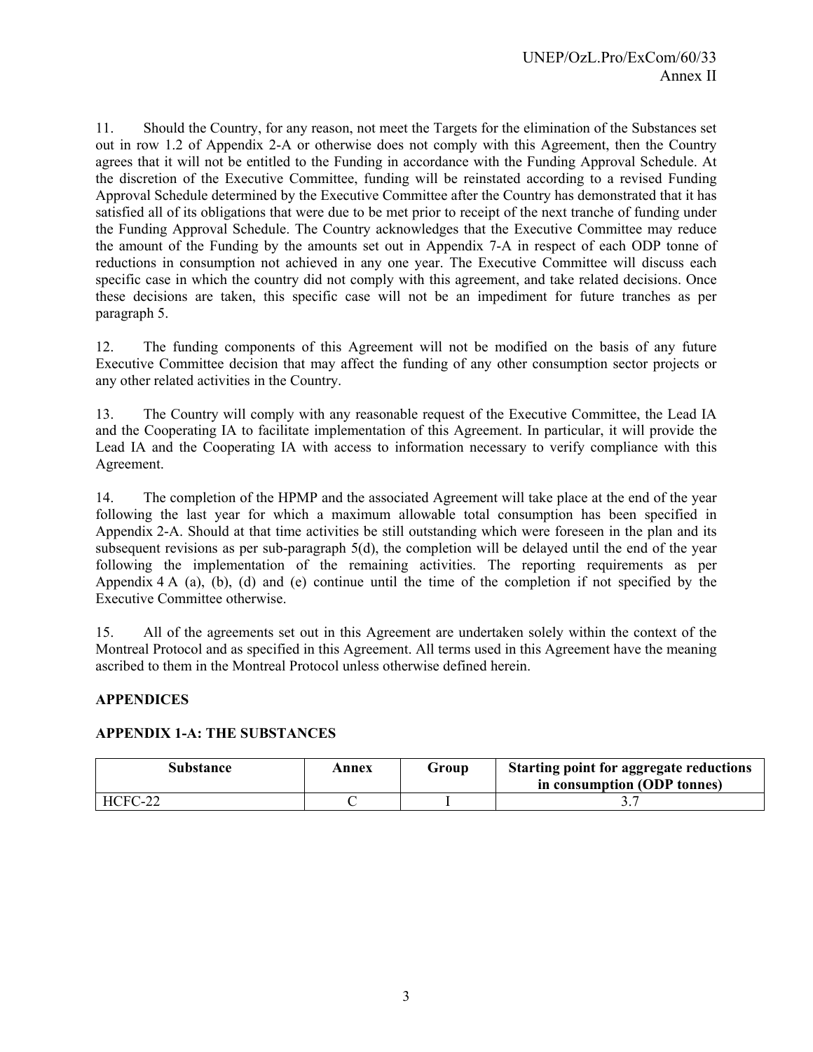11. Should the Country, for any reason, not meet the Targets for the elimination of the Substances set out in row 1.2 of Appendix 2-A or otherwise does not comply with this Agreement, then the Country agrees that it will not be entitled to the Funding in accordance with the Funding Approval Schedule. At the discretion of the Executive Committee, funding will be reinstated according to a revised Funding Approval Schedule determined by the Executive Committee after the Country has demonstrated that it has satisfied all of its obligations that were due to be met prior to receipt of the next tranche of funding under the Funding Approval Schedule. The Country acknowledges that the Executive Committee may reduce the amount of the Funding by the amounts set out in Appendix 7-A in respect of each ODP tonne of reductions in consumption not achieved in any one year. The Executive Committee will discuss each specific case in which the country did not comply with this agreement, and take related decisions. Once these decisions are taken, this specific case will not be an impediment for future tranches as per paragraph 5.

12. The funding components of this Agreement will not be modified on the basis of any future Executive Committee decision that may affect the funding of any other consumption sector projects or any other related activities in the Country.

13. The Country will comply with any reasonable request of the Executive Committee, the Lead IA and the Cooperating IA to facilitate implementation of this Agreement. In particular, it will provide the Lead IA and the Cooperating IA with access to information necessary to verify compliance with this Agreement.

14. The completion of the HPMP and the associated Agreement will take place at the end of the year following the last year for which a maximum allowable total consumption has been specified in Appendix 2-A. Should at that time activities be still outstanding which were foreseen in the plan and its subsequent revisions as per sub-paragraph 5(d), the completion will be delayed until the end of the year following the implementation of the remaining activities. The reporting requirements as per Appendix 4 A (a), (b), (d) and (e) continue until the time of the completion if not specified by the Executive Committee otherwise.

15. All of the agreements set out in this Agreement are undertaken solely within the context of the Montreal Protocol and as specified in this Agreement. All terms used in this Agreement have the meaning ascribed to them in the Montreal Protocol unless otherwise defined herein.

## APPENDICES

### APPENDIX 1-A: THE SUBSTANCES

| Substance | Annex | Group | Starting point for aggregate reductions in consumption (ODP tonnes) |
|---|---|---|---|
| HCFC-22 | C | I | 3.7 |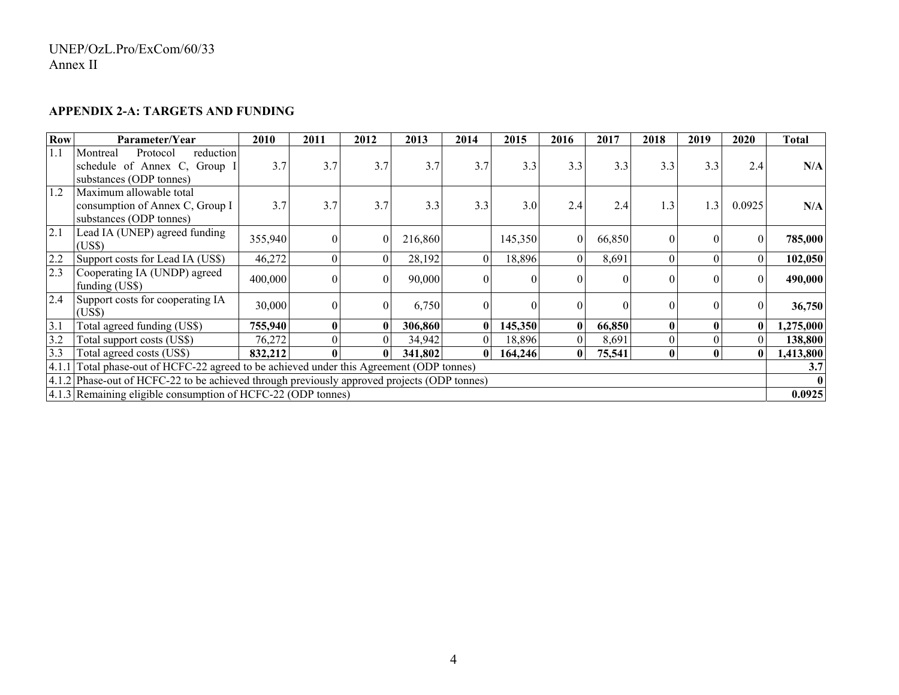## APPENDIX 2-A: TARGETS AND FUNDING

| Row | Parameter/Year | 2010 | 2011 | 2012 | 2013 | 2014 | 2015 | 2016 | 2017 | 2018 | 2019 | 2020 | Total |
|---|---|---|---|---|---|---|---|---|---|---|---|---|---|
| 1.1 | Montreal Protocol reduction schedule of Annex C, Group I substances (ODP tonnes) | 3.7 | 3.7 | 3.7 | 3.7 | 3.7 | 3.3 | 3.3 | 3.3 | 3.3 | 3.3 | 2.4 | **N/A** |
| 1.2 | Maximum allowable total consumption of Annex C, Group I substances (ODP tonnes) | 3.7 | 3.7 | 3.7 | 3.3 | 3.3 | 3.0 | 2.4 | 2.4 | 1.3 | 1.3 | 0.0925 | **N/A** |
| 2.1 | Lead IA (UNEP) agreed funding (US$) | 355,940 | 0 | 0 | 216,860 | | 145,350 | 0 | 66,850 | 0 | 0 | 0 | **785,000** |
| 2.2 | Support costs for Lead IA (US$) | 46,272 | 0 | 0 | 28,192 | 0 | 18,896 | 0 | 8,691 | 0 | 0 | 0 | **102,050** |
| 2.3 | Cooperating IA (UNDP) agreed funding (US$) | 400,000 | 0 | 0 | 90,000 | 0 | 0 | 0 | 0 | 0 | 0 | 0 | **490,000** |
| 2.4 | Support costs for cooperating IA (US$) | 30,000 | 0 | 0 | 6,750 | 0 | 0 | 0 | 0 | 0 | 0 | 0 | **36,750** |
| 3.1 | Total agreed funding (US$) | **755,940** | **0** | **0** | **306,860** | **0** | **145,350** | **0** | **66,850** | **0** | **0** | **0** | **1,275,000** |
| 3.2 | Total support costs (US$) | 76,272 | 0 | 0 | 34,942 | 0 | 18,896 | 0 | 8,691 | 0 | 0 | 0 | **138,800** |
| 3.3 | Total agreed costs (US$) | **832,212** | **0** | **0** | **341,802** | **0** | **164,246** | **0** | **75,541** | **0** | **0** | **0** | **1,413,800** |
| 4.1.1 | Total phase-out of HCFC-22 agreed to be achieved under this Agreement (ODP tonnes) | | | | | | | | | | | | **3.7** |
| 4.1.2 | Phase-out of HCFC-22 to be achieved through previously approved projects (ODP tonnes) | | | | | | | | | | | | **0** |
| 4.1.3 | Remaining eligible consumption of HCFC-22 (ODP tonnes) | | | | | | | | | | | | **0.0925** |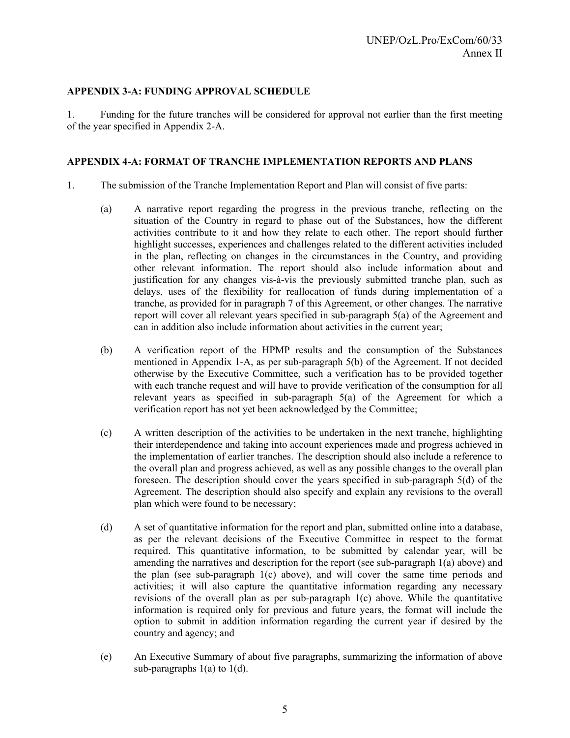### APPENDIX 3-A: FUNDING APPROVAL SCHEDULE

1. Funding for the future tranches will be considered for approval not earlier than the first meeting of the year specified in Appendix 2-A.

### APPENDIX 4-A: FORMAT OF TRANCHE IMPLEMENTATION REPORTS AND PLANS

1. The submission of the Tranche Implementation Report and Plan will consist of five parts:

   (a) A narrative report regarding the progress in the previous tranche, reflecting on the situation of the Country in regard to phase out of the Substances, how the different activities contribute to it and how they relate to each other. The report should further highlight successes, experiences and challenges related to the different activities included in the plan, reflecting on changes in the circumstances in the Country, and providing other relevant information. The report should also include information about and justification for any changes vis-à-vis the previously submitted tranche plan, such as delays, uses of the flexibility for reallocation of funds during implementation of a tranche, as provided for in paragraph 7 of this Agreement, or other changes. The narrative report will cover all relevant years specified in sub-paragraph 5(a) of the Agreement and can in addition also include information about activities in the current year;

   (b) A verification report of the HPMP results and the consumption of the Substances mentioned in Appendix 1-A, as per sub-paragraph 5(b) of the Agreement. If not decided otherwise by the Executive Committee, such a verification has to be provided together with each tranche request and will have to provide verification of the consumption for all relevant years as specified in sub-paragraph 5(a) of the Agreement for which a verification report has not yet been acknowledged by the Committee;

   (c) A written description of the activities to be undertaken in the next tranche, highlighting their interdependence and taking into account experiences made and progress achieved in the implementation of earlier tranches. The description should also include a reference to the overall plan and progress achieved, as well as any possible changes to the overall plan foreseen. The description should cover the years specified in sub-paragraph 5(d) of the Agreement. The description should also specify and explain any revisions to the overall plan which were found to be necessary;

   (d) A set of quantitative information for the report and plan, submitted online into a database, as per the relevant decisions of the Executive Committee in respect to the format required. This quantitative information, to be submitted by calendar year, will be amending the narratives and description for the report (see sub-paragraph 1(a) above) and the plan (see sub-paragraph 1(c) above), and will cover the same time periods and activities; it will also capture the quantitative information regarding any necessary revisions of the overall plan as per sub-paragraph 1(c) above. While the quantitative information is required only for previous and future years, the format will include the option to submit in addition information regarding the current year if desired by the country and agency; and

   (e) An Executive Summary of about five paragraphs, summarizing the information of above sub-paragraphs 1(a) to 1(d).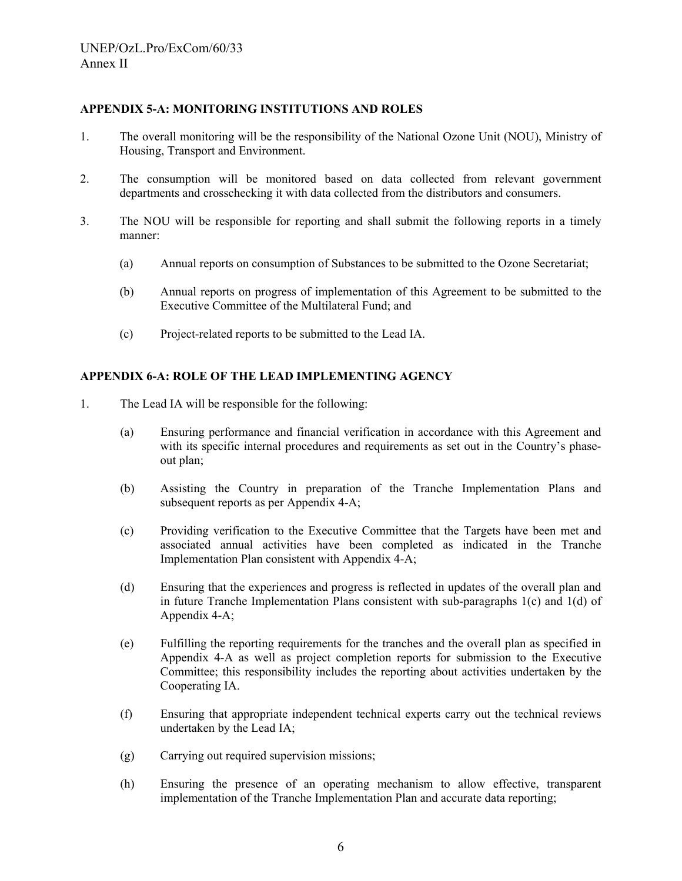## APPENDIX 5-A: MONITORING INSTITUTIONS AND ROLES

1. The overall monitoring will be the responsibility of the National Ozone Unit (NOU), Ministry of Housing, Transport and Environment.

2. The consumption will be monitored based on data collected from relevant government departments and crosschecking it with data collected from the distributors and consumers.

3. The NOU will be responsible for reporting and shall submit the following reports in a timely manner:

   (a) Annual reports on consumption of Substances to be submitted to the Ozone Secretariat;

   (b) Annual reports on progress of implementation of this Agreement to be submitted to the Executive Committee of the Multilateral Fund; and

   (c) Project-related reports to be submitted to the Lead IA.

## APPENDIX 6-A: ROLE OF THE LEAD IMPLEMENTING AGENCY

1. The Lead IA will be responsible for the following:

   (a) Ensuring performance and financial verification in accordance with this Agreement and with its specific internal procedures and requirements as set out in the Country's phase-out plan;

   (b) Assisting the Country in preparation of the Tranche Implementation Plans and subsequent reports as per Appendix 4-A;

   (c) Providing verification to the Executive Committee that the Targets have been met and associated annual activities have been completed as indicated in the Tranche Implementation Plan consistent with Appendix 4-A;

   (d) Ensuring that the experiences and progress is reflected in updates of the overall plan and in future Tranche Implementation Plans consistent with sub-paragraphs 1(c) and 1(d) of Appendix 4-A;

   (e) Fulfilling the reporting requirements for the tranches and the overall plan as specified in Appendix 4-A as well as project completion reports for submission to the Executive Committee; this responsibility includes the reporting about activities undertaken by the Cooperating IA.

   (f) Ensuring that appropriate independent technical experts carry out the technical reviews undertaken by the Lead IA;

   (g) Carrying out required supervision missions;

   (h) Ensuring the presence of an operating mechanism to allow effective, transparent implementation of the Tranche Implementation Plan and accurate data reporting;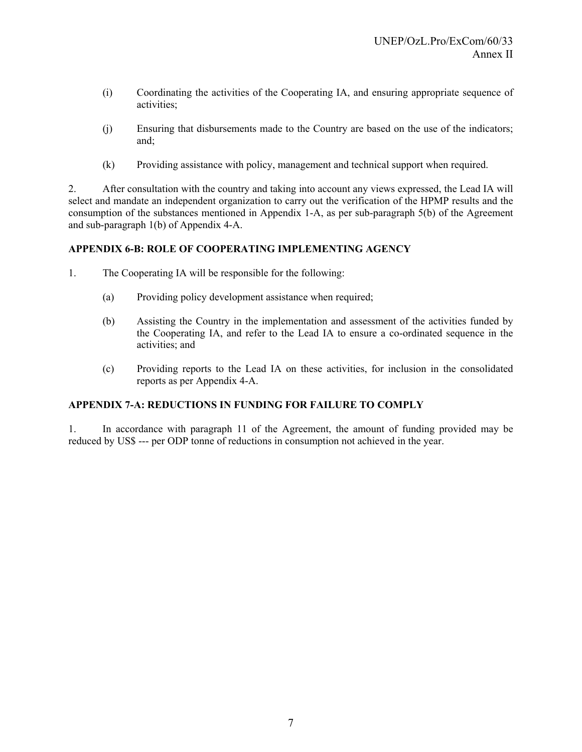(i) Coordinating the activities of the Cooperating IA, and ensuring appropriate sequence of activities;

(j) Ensuring that disbursements made to the Country are based on the use of the indicators; and;

(k) Providing assistance with policy, management and technical support when required.

2. After consultation with the country and taking into account any views expressed, the Lead IA will select and mandate an independent organization to carry out the verification of the HPMP results and the consumption of the substances mentioned in Appendix 1-A, as per sub-paragraph 5(b) of the Agreement and sub-paragraph 1(b) of Appendix 4-A.

**APPENDIX 6-B: ROLE OF COOPERATING IMPLEMENTING AGENCY**

1. The Cooperating IA will be responsible for the following:

(a) Providing policy development assistance when required;

(b) Assisting the Country in the implementation and assessment of the activities funded by the Cooperating IA, and refer to the Lead IA to ensure a co-ordinated sequence in the activities; and

(c) Providing reports to the Lead IA on these activities, for inclusion in the consolidated reports as per Appendix 4-A.

**APPENDIX 7-A: REDUCTIONS IN FUNDING FOR FAILURE TO COMPLY**

1. In accordance with paragraph 11 of the Agreement, the amount of funding provided may be reduced by US$ --- per ODP tonne of reductions in consumption not achieved in the year.